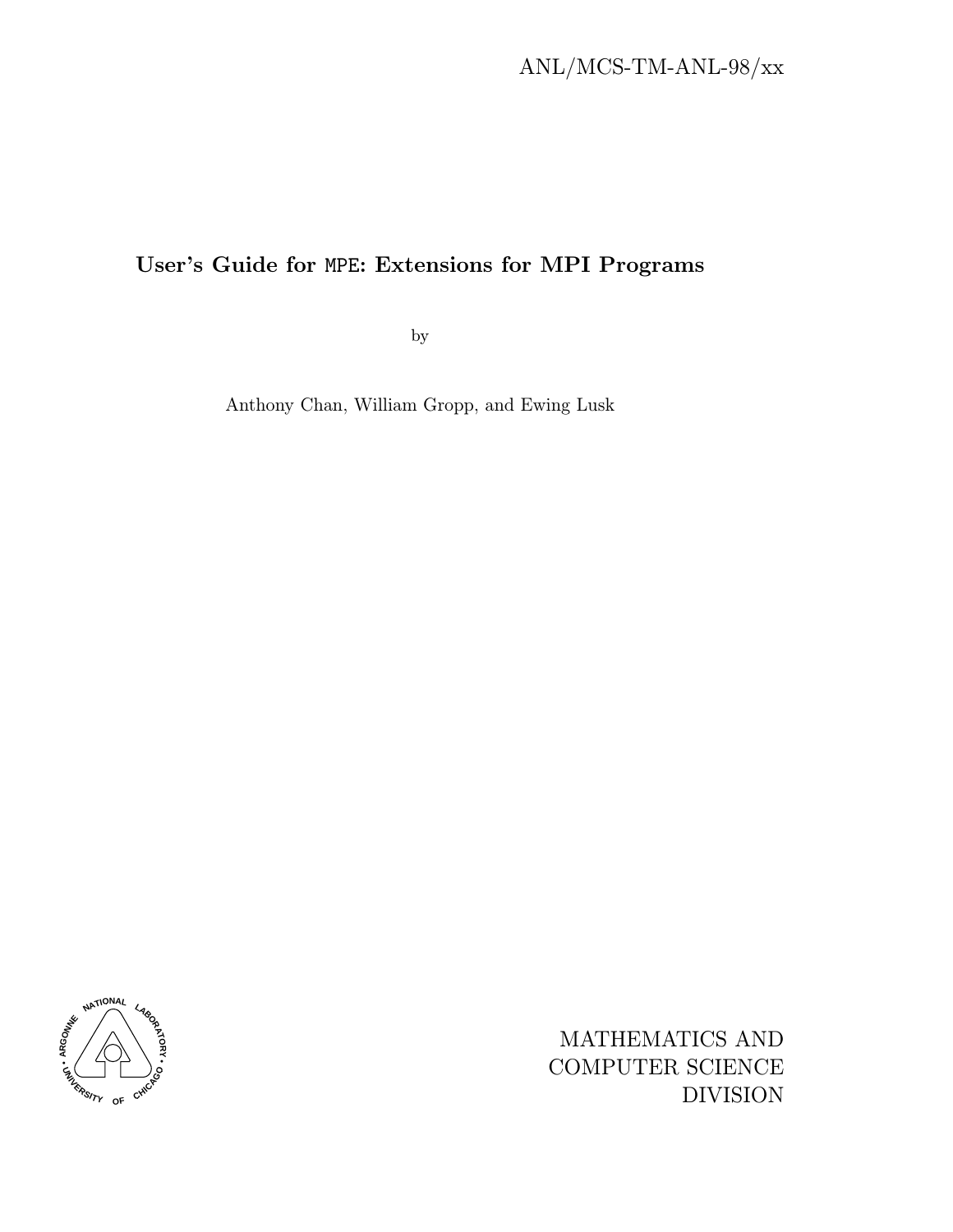ANL/MCS-TM-ANL-98/xx

# User's Guide for MPE: Extensions for MPI Programs

by

Anthony Chan, William Gropp, and Ewing Lusk

MATHEMATICS AND
COMPUTER SCIENCE
DIVISION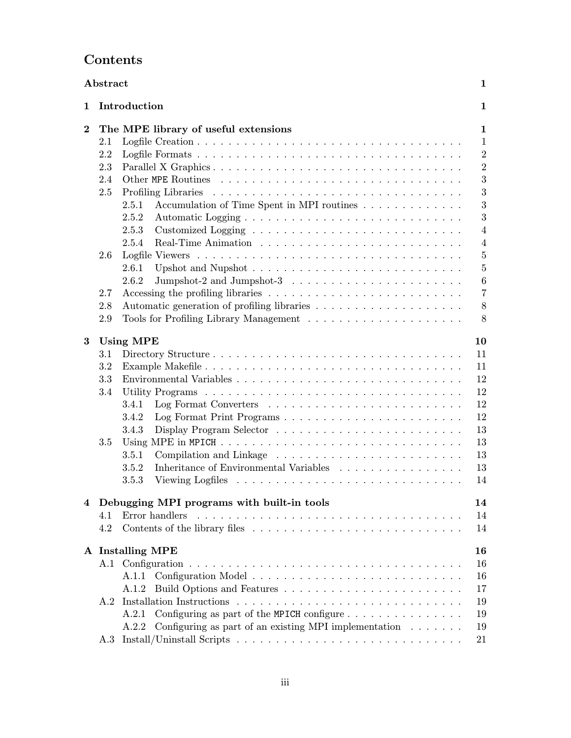# Contents

| | | |
|---|---|---|
| **Abstract** | | **1** |
| **1** | **Introduction** | **1** |
| **2** | **The MPE library of useful extensions** | **1** |
| 2.1 | Logfile Creation | 1 |
| 2.2 | Logfile Formats | 2 |
| 2.3 | Parallel X Graphics | 2 |
| 2.4 | Other `MPE` Routines | 3 |
| 2.5 | Profiling Libraries | 3 |
| 2.5.1 | Accumulation of Time Spent in MPI routines | 3 |
| 2.5.2 | Automatic Logging | 3 |
| 2.5.3 | Customized Logging | 4 |
| 2.5.4 | Real-Time Animation | 4 |
| 2.6 | Logfile Viewers | 5 |
| 2.6.1 | Upshot and Nupshot | 5 |
| 2.6.2 | Jumpshot-2 and Jumpshot-3 | 6 |
| 2.7 | Accessing the profiling libraries | 7 |
| 2.8 | Automatic generation of profiling libraries | 8 |
| 2.9 | Tools for Profiling Library Management | 8 |
| **3** | **Using MPE** | **10** |
| 3.1 | Directory Structure | 11 |
| 3.2 | Example Makefile | 11 |
| 3.3 | Environmental Variables | 12 |
| 3.4 | Utility Programs | 12 |
| 3.4.1 | Log Format Converters | 12 |
| 3.4.2 | Log Format Print Programs | 12 |
| 3.4.3 | Display Program Selector | 13 |
| 3.5 | Using MPE in `MPICH` | 13 |
| 3.5.1 | Compilation and Linkage | 13 |
| 3.5.2 | Inheritance of Environmental Variables | 13 |
| 3.5.3 | Viewing Logfiles | 14 |
| **4** | **Debugging MPI programs with built-in tools** | **14** |
| 4.1 | Error handlers | 14 |
| 4.2 | Contents of the library files | 14 |
| **A** | **Installing MPE** | **16** |
| A.1 | Configuration | 16 |
| A.1.1 | Configuration Model | 16 |
| A.1.2 | Build Options and Features | 17 |
| A.2 | Installation Instructions | 19 |
| A.2.1 | Configuring as part of the `MPICH` configure | 19 |
| A.2.2 | Configuring as part of an existing MPI implementation | 19 |
| A.3 | Install/Uninstall Scripts | 21 |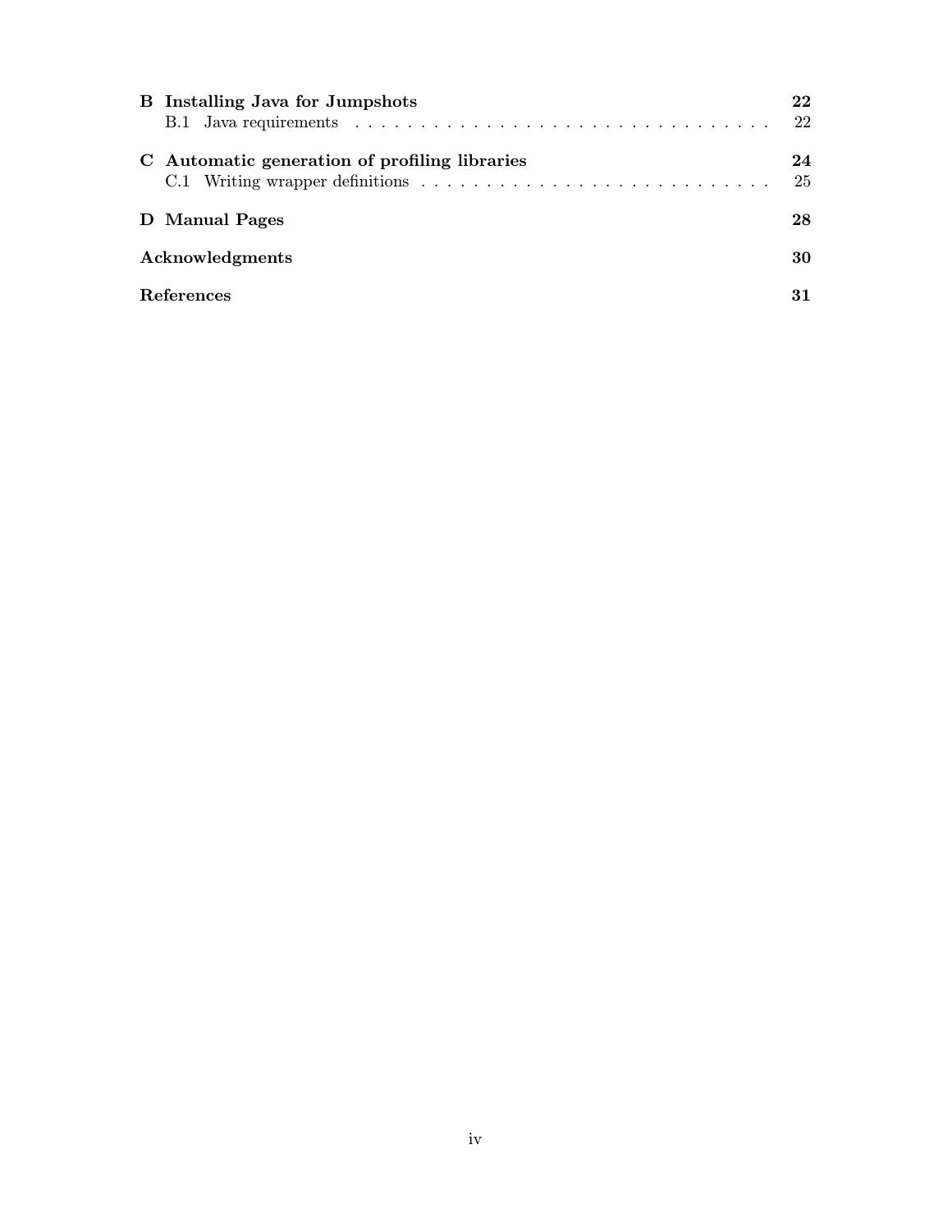**B Installing Java for Jumpshots** — 22
- B.1 Java requirements — 22

**C Automatic generation of profiling libraries** — 24
- C.1 Writing wrapper definitions — 25

**D Manual Pages** — 28

**Acknowledgments** — 30

**References** — 31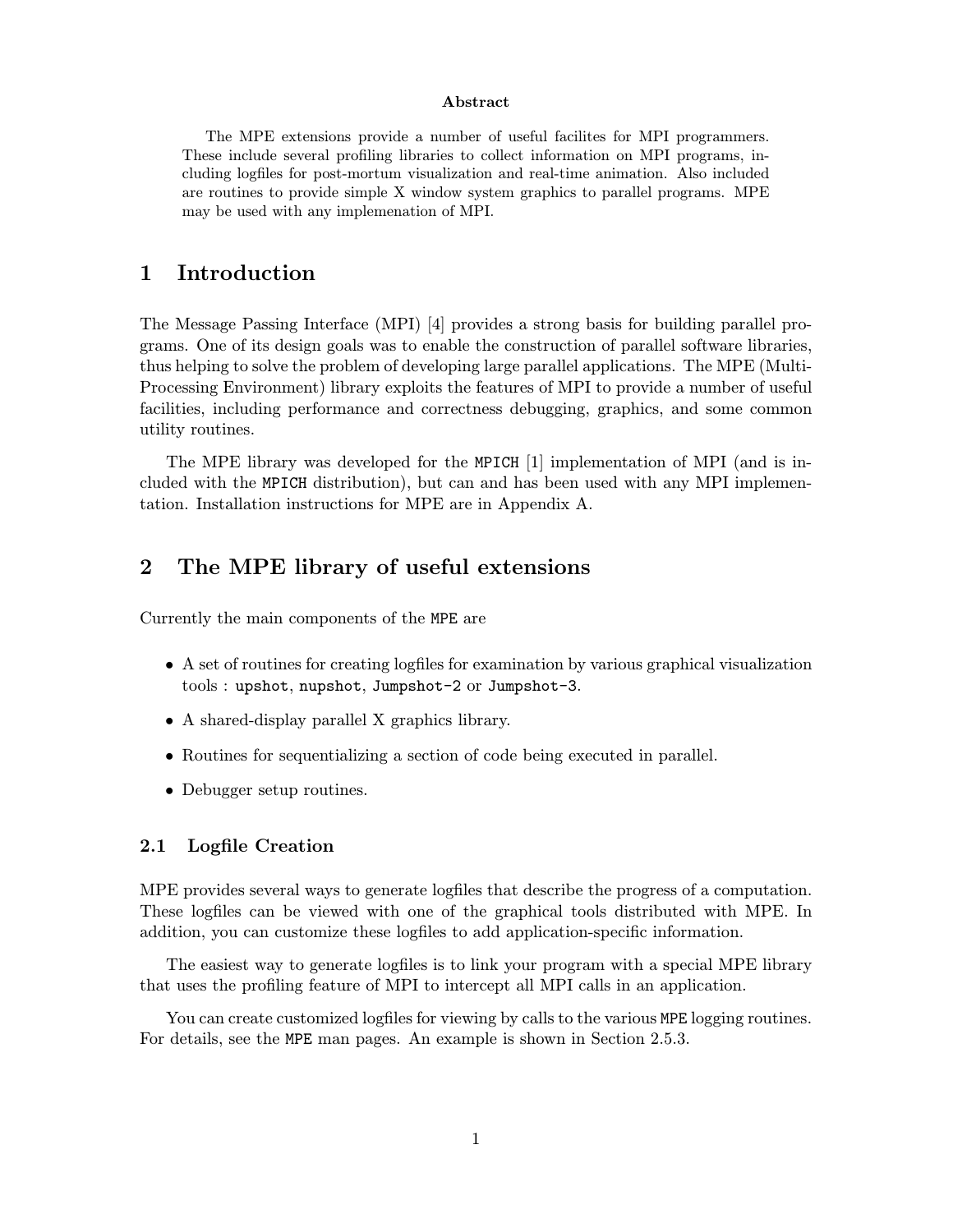**Abstract**

The MPE extensions provide a number of useful facilites for MPI programmers. These include several profiling libraries to collect information on MPI programs, including logfiles for post-mortum visualization and real-time animation. Also included are routines to provide simple X window system graphics to parallel programs. MPE may be used with any implemenation of MPI.

# 1 Introduction

The Message Passing Interface (MPI) [4] provides a strong basis for building parallel programs. One of its design goals was to enable the construction of parallel software libraries, thus helping to solve the problem of developing large parallel applications. The MPE (Multi-Processing Environment) library exploits the features of MPI to provide a number of useful facilities, including performance and correctness debugging, graphics, and some common utility routines.

The MPE library was developed for the `MPICH` [1] implementation of MPI (and is included with the `MPICH` distribution), but can and has been used with any MPI implementation. Installation instructions for MPE are in Appendix A.

# 2 The MPE library of useful extensions

Currently the main components of the `MPE` are

- A set of routines for creating logfiles for examination by various graphical visualization tools : `upshot`, `nupshot`, `Jumpshot-2` or `Jumpshot-3`.
- A shared-display parallel X graphics library.
- Routines for sequentializing a section of code being executed in parallel.
- Debugger setup routines.

## 2.1 Logfile Creation

MPE provides several ways to generate logfiles that describe the progress of a computation. These logfiles can be viewed with one of the graphical tools distributed with MPE. In addition, you can customize these logfiles to add application-specific information.

The easiest way to generate logfiles is to link your program with a special MPE library that uses the profiling feature of MPI to intercept all MPI calls in an application.

You can create customized logfiles for viewing by calls to the various `MPE` logging routines. For details, see the `MPE` man pages. An example is shown in Section 2.5.3.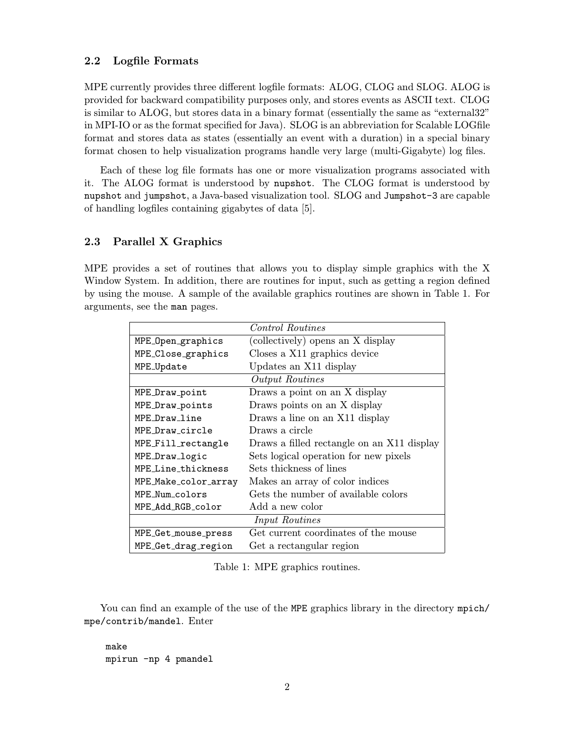### 2.2 Logfile Formats

MPE currently provides three different logfile formats: ALOG, CLOG and SLOG. ALOG is provided for backward compatibility purposes only, and stores events as ASCII text. CLOG is similar to ALOG, but stores data in a binary format (essentially the same as "external32" in MPI-IO or as the format specified for Java). SLOG is an abbreviation for Scalable LOGfile format and stores data as states (essentially an event with a duration) in a special binary format chosen to help visualization programs handle very large (multi-Gigabyte) log files.

Each of these log file formats has one or more visualization programs associated with it. The ALOG format is understood by `nupshot`. The CLOG format is understood by `nupshot` and `jumpshot`, a Java-based visualization tool. SLOG and `Jumpshot-3` are capable of handling logfiles containing gigabytes of data [5].

### 2.3 Parallel X Graphics

MPE provides a set of routines that allows you to display simple graphics with the X Window System. In addition, there are routines for input, such as getting a region defined by using the mouse. A sample of the available graphics routines are shown in Table 1. For arguments, see the `man` pages.

| *Control Routines* | |
|---|---|
| `MPE_Open_graphics` | (collectively) opens an X display |
| `MPE_Close_graphics` | Closes a X11 graphics device |
| `MPE_Update` | Updates an X11 display |
| *Output Routines* | |
| `MPE_Draw_point` | Draws a point on an X display |
| `MPE_Draw_points` | Draws points on an X display |
| `MPE_Draw_line` | Draws a line on an X11 display |
| `MPE_Draw_circle` | Draws a circle |
| `MPE_Fill_rectangle` | Draws a filled rectangle on an X11 display |
| `MPE_Draw_logic` | Sets logical operation for new pixels |
| `MPE_Line_thickness` | Sets thickness of lines |
| `MPE_Make_color_array` | Makes an array of color indices |
| `MPE_Num_colors` | Gets the number of available colors |
| `MPE_Add_RGB_color` | Add a new color |
| *Input Routines* | |
| `MPE_Get_mouse_press` | Get current coordinates of the mouse |
| `MPE_Get_drag_region` | Get a rectangular region |

Table 1: MPE graphics routines.

You can find an example of the use of the `MPE` graphics library in the directory `mpich/mpe/contrib/mandel`. Enter

```
make
mpirun -np 4 pmandel
```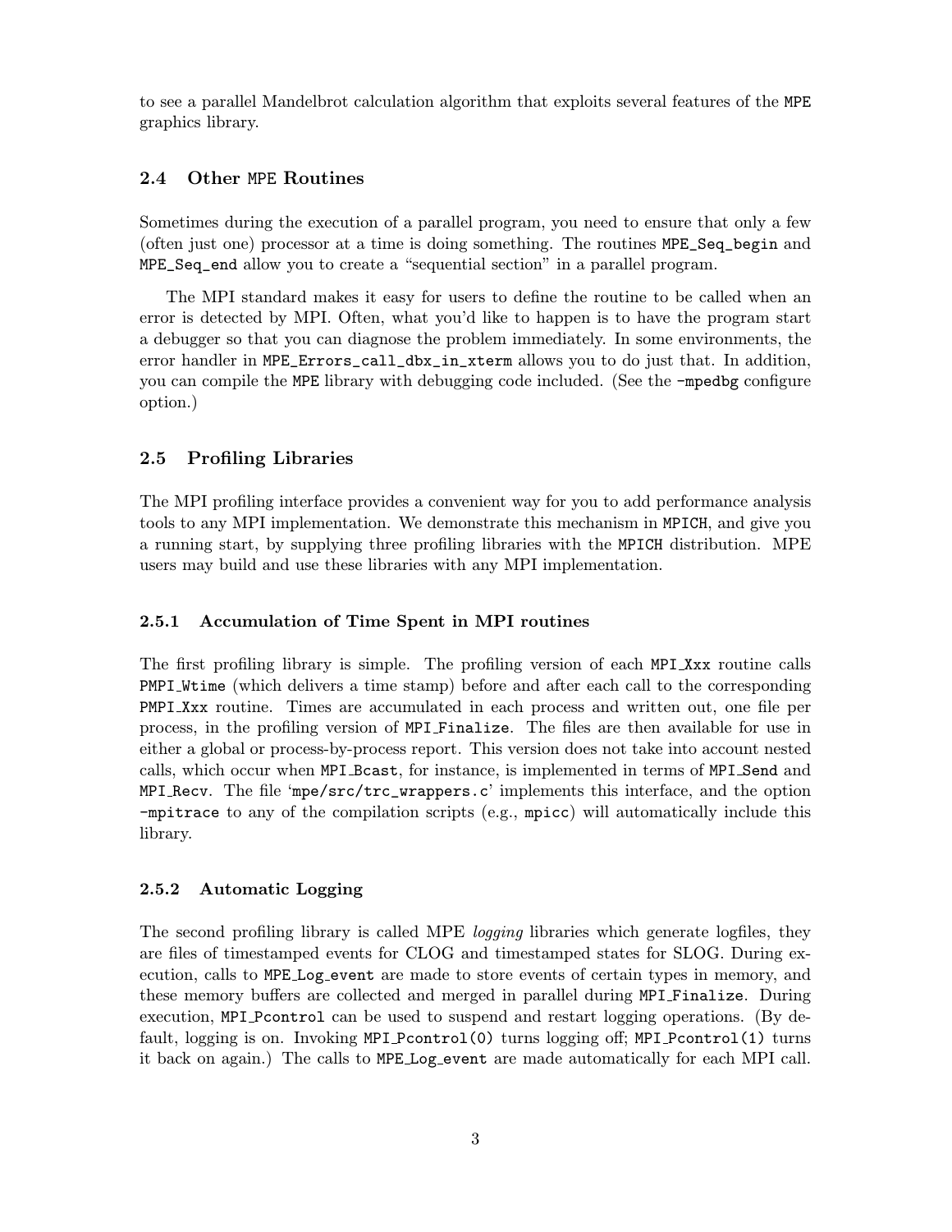to see a parallel Mandelbrot calculation algorithm that exploits several features of the `MPE` graphics library.

### 2.4 Other MPE Routines

Sometimes during the execution of a parallel program, you need to ensure that only a few (often just one) processor at a time is doing something. The routines `MPE_Seq_begin` and `MPE_Seq_end` allow you to create a "sequential section" in a parallel program.

The MPI standard makes it easy for users to define the routine to be called when an error is detected by MPI. Often, what you'd like to happen is to have the program start a debugger so that you can diagnose the problem immediately. In some environments, the error handler in `MPE_Errors_call_dbx_in_xterm` allows you to do just that. In addition, you can compile the `MPE` library with debugging code included. (See the `-mpedbg` configure option.)

### 2.5 Profiling Libraries

The MPI profiling interface provides a convenient way for you to add performance analysis tools to any MPI implementation. We demonstrate this mechanism in `MPICH`, and give you a running start, by supplying three profiling libraries with the `MPICH` distribution. MPE users may build and use these libraries with any MPI implementation.

#### 2.5.1 Accumulation of Time Spent in MPI routines

The first profiling library is simple. The profiling version of each `MPI_Xxx` routine calls `PMPI_Wtime` (which delivers a time stamp) before and after each call to the corresponding `PMPI_Xxx` routine. Times are accumulated in each process and written out, one file per process, in the profiling version of `MPI_Finalize`. The files are then available for use in either a global or process-by-process report. This version does not take into account nested calls, which occur when `MPI_Bcast`, for instance, is implemented in terms of `MPI_Send` and `MPI_Recv`. The file '`mpe/src/trc_wrappers.c`' implements this interface, and the option `-mpitrace` to any of the compilation scripts (e.g., `mpicc`) will automatically include this library.

#### 2.5.2 Automatic Logging

The second profiling library is called MPE *logging* libraries which generate logfiles, they are files of timestamped events for CLOG and timestamped states for SLOG. During execution, calls to `MPE_Log_event` are made to store events of certain types in memory, and these memory buffers are collected and merged in parallel during `MPI_Finalize`. During execution, `MPI_Pcontrol` can be used to suspend and restart logging operations. (By default, logging is on. Invoking `MPI_Pcontrol(0)` turns logging off; `MPI_Pcontrol(1)` turns it back on again.) The calls to `MPE_Log_event` are made automatically for each MPI call.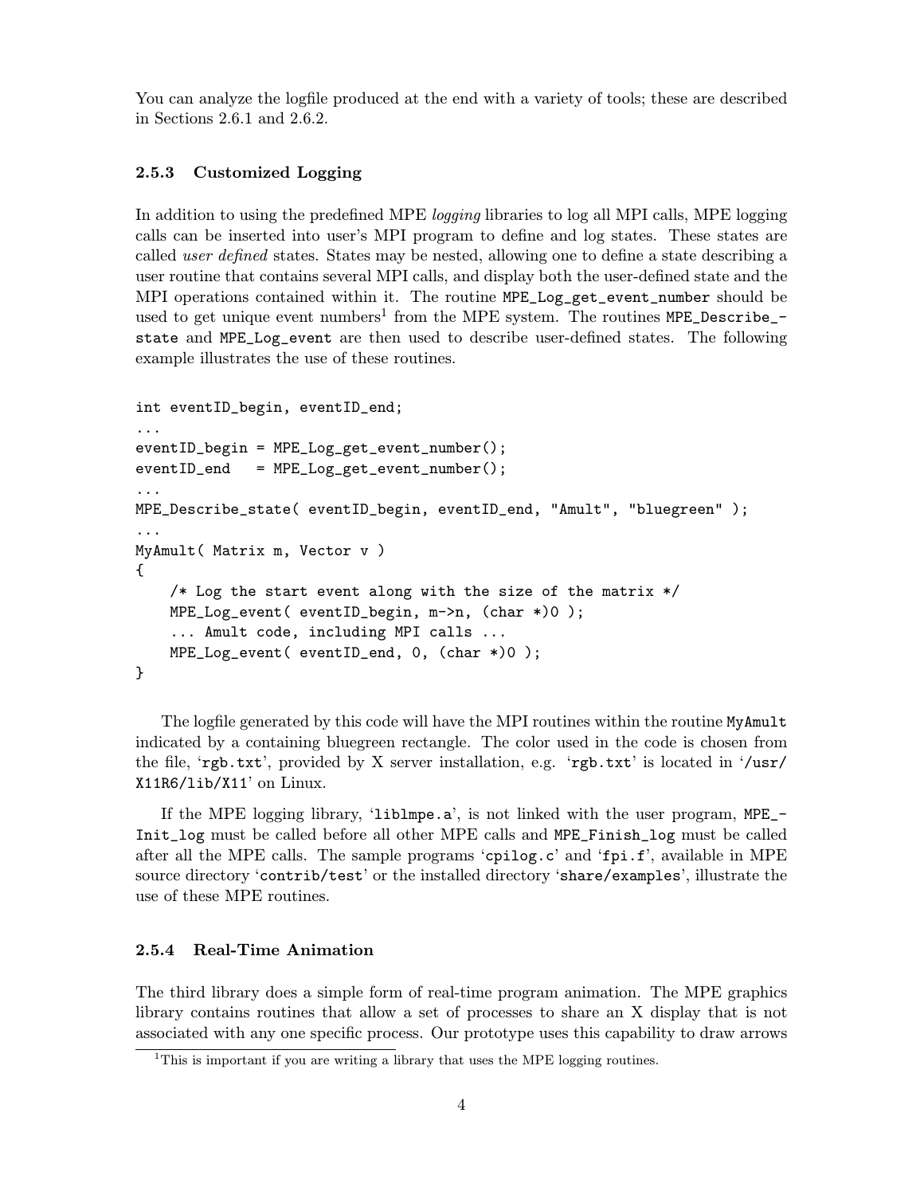You can analyze the logfile produced at the end with a variety of tools; these are described in Sections 2.6.1 and 2.6.2.

### 2.5.3 Customized Logging

In addition to using the predefined MPE *logging* libraries to log all MPI calls, MPE logging calls can be inserted into user's MPI program to define and log states. These states are called *user defined* states. States may be nested, allowing one to define a state describing a user routine that contains several MPI calls, and display both the user-defined state and the MPI operations contained within it. The routine `MPE_Log_get_event_number` should be used to get unique event numbers[1] from the MPE system. The routines `MPE_Describe_state` and `MPE_Log_event` are then used to describe user-defined states. The following example illustrates the use of these routines.

```
int eventID_begin, eventID_end;
...
eventID_begin = MPE_Log_get_event_number();
eventID_end   = MPE_Log_get_event_number();
...
MPE_Describe_state( eventID_begin, eventID_end, "Amult", "bluegreen" );
...
MyAmult( Matrix m, Vector v )
{
    /* Log the start event along with the size of the matrix */
    MPE_Log_event( eventID_begin, m->n, (char *)0 );
    ... Amult code, including MPI calls ...
    MPE_Log_event( eventID_end, 0, (char *)0 );
}
```

The logfile generated by this code will have the MPI routines within the routine `MyAmult` indicated by a containing bluegreen rectangle. The color used in the code is chosen from the file, '`rgb.txt`', provided by X server installation, e.g. '`rgb.txt`' is located in '`/usr/X11R6/lib/X11`' on Linux.

If the MPE logging library, '`liblmpe.a`', is not linked with the user program, `MPE_Init_log` must be called before all other MPE calls and `MPE_Finish_log` must be called after all the MPE calls. The sample programs '`cpilog.c`' and '`fpi.f`', available in MPE source directory '`contrib/test`' or the installed directory '`share/examples`', illustrate the use of these MPE routines.

### 2.5.4 Real-Time Animation

The third library does a simple form of real-time program animation. The MPE graphics library contains routines that allow a set of processes to share an X display that is not associated with any one specific process. Our prototype uses this capability to draw arrows

[1] This is important if you are writing a library that uses the MPE logging routines.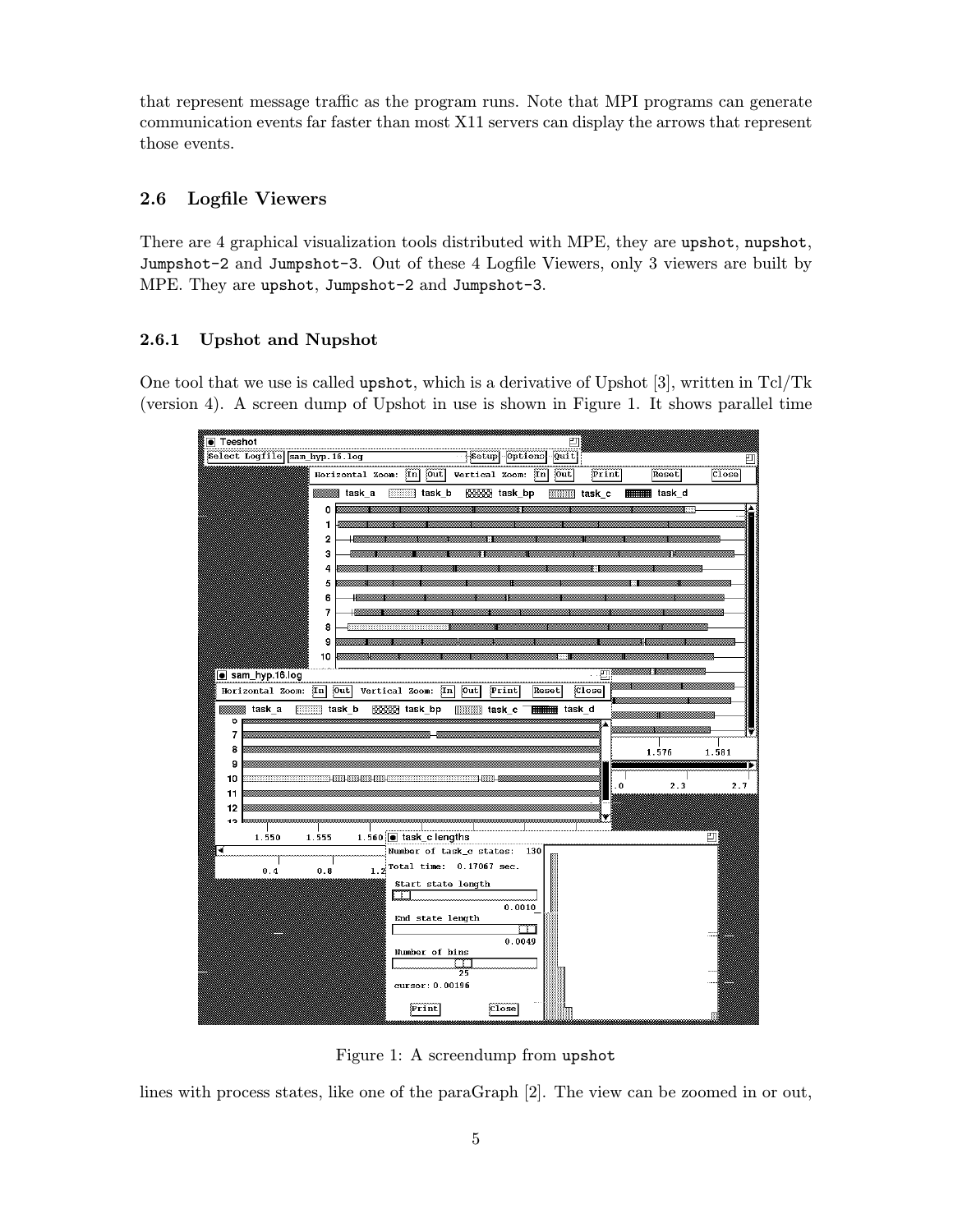that represent message traffic as the program runs. Note that MPI programs can generate communication events far faster than most X11 servers can display the arrows that represent those events.

### 2.6 Logfile Viewers

There are 4 graphical visualization tools distributed with MPE, they are `upshot`, `nupshot`, `Jumpshot-2` and `Jumpshot-3`. Out of these 4 Logfile Viewers, only 3 viewers are built by MPE. They are `upshot`, `Jumpshot-2` and `Jumpshot-3`.

#### 2.6.1 Upshot and Nupshot

One tool that we use is called `upshot`, which is a derivative of Upshot [3], written in Tcl/Tk (version 4). A screen dump of Upshot in use is shown in Figure 1. It shows parallel time

Figure 1: A screendump from `upshot`

lines with process states, like one of the paraGraph [2]. The view can be zoomed in or out,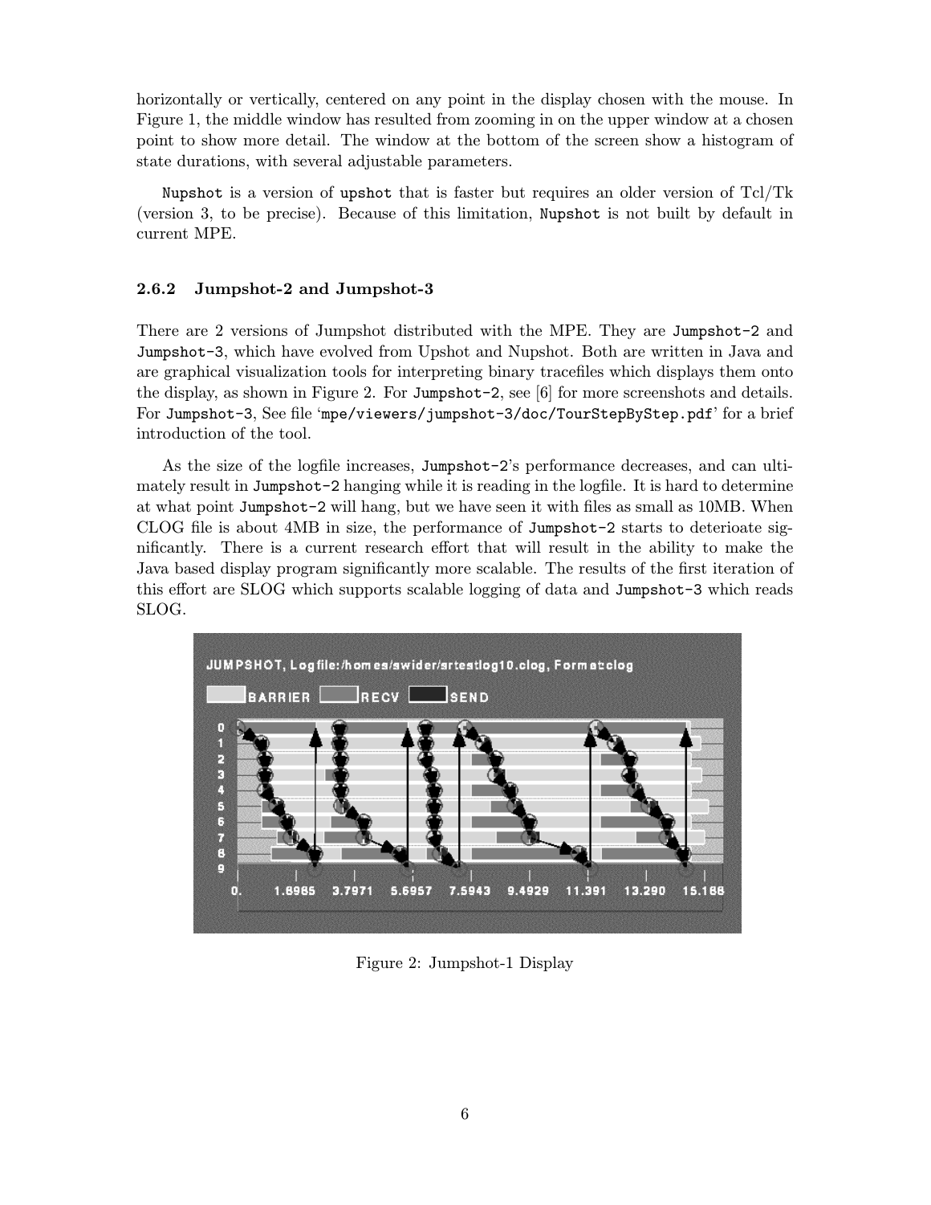horizontally or vertically, centered on any point in the display chosen with the mouse. In Figure 1, the middle window has resulted from zooming in on the upper window at a chosen point to show more detail. The window at the bottom of the screen show a histogram of state durations, with several adjustable parameters.

`Nupshot` is a version of `upshot` that is faster but requires an older version of Tcl/Tk (version 3, to be precise). Because of this limitation, `Nupshot` is not built by default in current MPE.

### 2.6.2 Jumpshot-2 and Jumpshot-3

There are 2 versions of Jumpshot distributed with the MPE. They are `Jumpshot-2` and `Jumpshot-3`, which have evolved from Upshot and Nupshot. Both are written in Java and are graphical visualization tools for interpreting binary tracefiles which displays them onto the display, as shown in Figure 2. For `Jumpshot-2`, see [6] for more screenshots and details. For `Jumpshot-3`, See file '`mpe/viewers/jumpshot-3/doc/TourStepByStep.pdf`' for a brief introduction of the tool.

As the size of the logfile increases, `Jumpshot-2`'s performance decreases, and can ultimately result in `Jumpshot-2` hanging while it is reading in the logfile. It is hard to determine at what point `Jumpshot-2` will hang, but we have seen it with files as small as 10MB. When CLOG file is about 4MB in size, the performance of `Jumpshot-2` starts to deterioate significantly. There is a current research effort that will result in the ability to make the Java based display program significantly more scalable. The results of the first iteration of this effort are SLOG which supports scalable logging of data and `Jumpshot-3` which reads SLOG.

Figure 2: Jumpshot-1 Display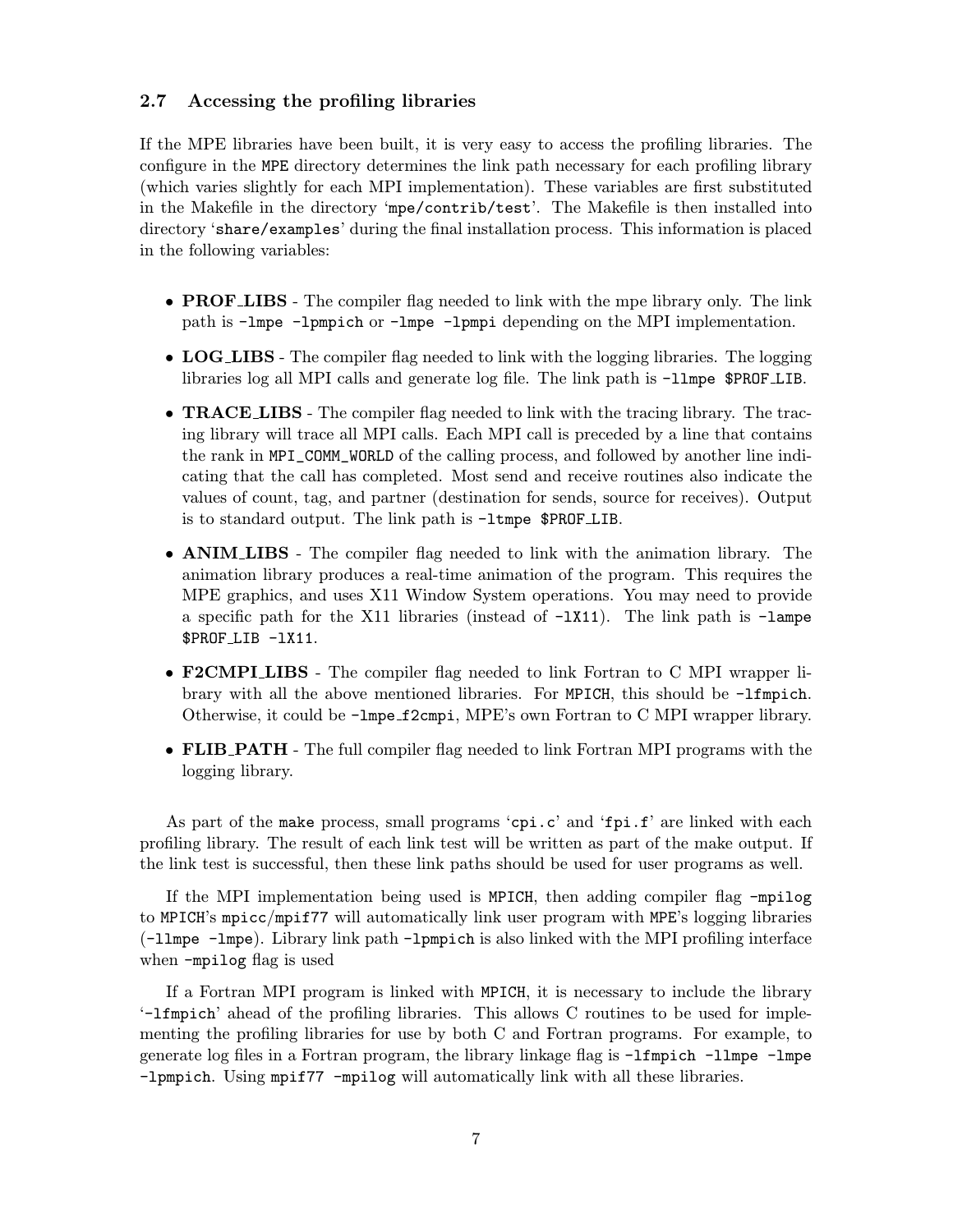### 2.7 Accessing the profiling libraries

If the MPE libraries have been built, it is very easy to access the profiling libraries. The configure in the `MPE` directory determines the link path necessary for each profiling library (which varies slightly for each MPI implementation). These variables are first substituted in the Makefile in the directory '`mpe/contrib/test`'. The Makefile is then installed into directory '`share/examples`' during the final installation process. This information is placed in the following variables:

- **PROF_LIBS** - The compiler flag needed to link with the mpe library only. The link path is `-lmpe -lpmpich` or `-lmpe -lpmpi` depending on the MPI implementation.
- **LOG_LIBS** - The compiler flag needed to link with the logging libraries. The logging libraries log all MPI calls and generate log file. The link path is `-llmpe $PROF_LIB`.
- **TRACE_LIBS** - The compiler flag needed to link with the tracing library. The tracing library will trace all MPI calls. Each MPI call is preceded by a line that contains the rank in `MPI_COMM_WORLD` of the calling process, and followed by another line indicating that the call has completed. Most send and receive routines also indicate the values of count, tag, and partner (destination for sends, source for receives). Output is to standard output. The link path is `-ltmpe $PROF_LIB`.
- **ANIM_LIBS** - The compiler flag needed to link with the animation library. The animation library produces a real-time animation of the program. This requires the MPE graphics, and uses X11 Window System operations. You may need to provide a specific path for the X11 libraries (instead of `-lX11`). The link path is `-lampe $PROF_LIB -lX11`.
- **F2CMPI_LIBS** - The compiler flag needed to link Fortran to C MPI wrapper library with all the above mentioned libraries. For `MPICH`, this should be `-lfmpich`. Otherwise, it could be `-lmpe_f2cmpi`, MPE's own Fortran to C MPI wrapper library.
- **FLIB_PATH** - The full compiler flag needed to link Fortran MPI programs with the logging library.

As part of the `make` process, small programs '`cpi.c`' and '`fpi.f`' are linked with each profiling library. The result of each link test will be written as part of the make output. If the link test is successful, then these link paths should be used for user programs as well.

If the MPI implementation being used is `MPICH`, then adding compiler flag `-mpilog` to `MPICH`'s `mpicc`/`mpif77` will automatically link user program with `MPE`'s logging libraries (`-llmpe -lmpe`). Library link path `-lpmpich` is also linked with the MPI profiling interface when `-mpilog` flag is used

If a Fortran MPI program is linked with `MPICH`, it is necessary to include the library '`-lfmpich`' ahead of the profiling libraries. This allows C routines to be used for implementing the profiling libraries for use by both C and Fortran programs. For example, to generate log files in a Fortran program, the library linkage flag is `-lfmpich -llmpe -lmpe -lpmpich`. Using `mpif77 -mpilog` will automatically link with all these libraries.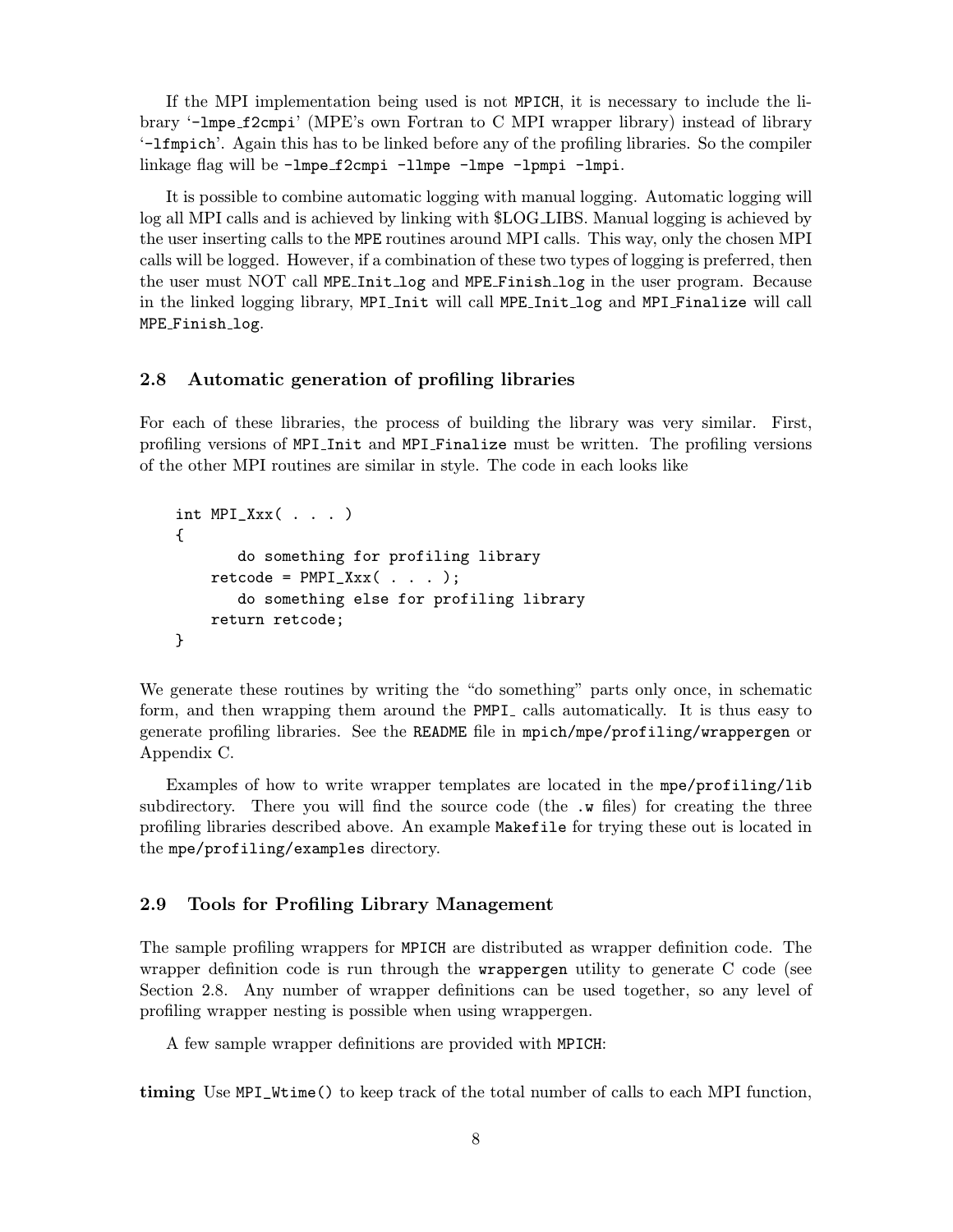If the MPI implementation being used is not MPICH, it is necessary to include the library '-lmpe_f2cmpi' (MPE's own Fortran to C MPI wrapper library) instead of library '-lfmpich'. Again this has to be linked before any of the profiling libraries. So the compiler linkage flag will be -lmpe_f2cmpi -llmpe -lmpe -lpmpi -lmpi.

It is possible to combine automatic logging with manual logging. Automatic logging will log all MPI calls and is achieved by linking with $LOG_LIBS. Manual logging is achieved by the user inserting calls to the MPE routines around MPI calls. This way, only the chosen MPI calls will be logged. However, if a combination of these two types of logging is preferred, then the user must NOT call MPE_Init_log and MPE_Finish_log in the user program. Because in the linked logging library, MPI_Init will call MPE_Init_log and MPI_Finalize will call MPE_Finish_log.

## 2.8 Automatic generation of profiling libraries

For each of these libraries, the process of building the library was very similar. First, profiling versions of MPI_Init and MPI_Finalize must be written. The profiling versions of the other MPI routines are similar in style. The code in each looks like

```
int MPI_Xxx( . . . )
{
       do something for profiling library
    retcode = PMPI_Xxx( . . . );
       do something else for profiling library
    return retcode;
}
```

We generate these routines by writing the "do something" parts only once, in schematic form, and then wrapping them around the PMPI_ calls automatically. It is thus easy to generate profiling libraries. See the README file in mpich/mpe/profiling/wrappergen or Appendix C.

Examples of how to write wrapper templates are located in the mpe/profiling/lib subdirectory. There you will find the source code (the .w files) for creating the three profiling libraries described above. An example Makefile for trying these out is located in the mpe/profiling/examples directory.

## 2.9 Tools for Profiling Library Management

The sample profiling wrappers for MPICH are distributed as wrapper definition code. The wrapper definition code is run through the wrappergen utility to generate C code (see Section 2.8. Any number of wrapper definitions can be used together, so any level of profiling wrapper nesting is possible when using wrappergen.

A few sample wrapper definitions are provided with MPICH:

**timing** Use MPI_Wtime() to keep track of the total number of calls to each MPI function,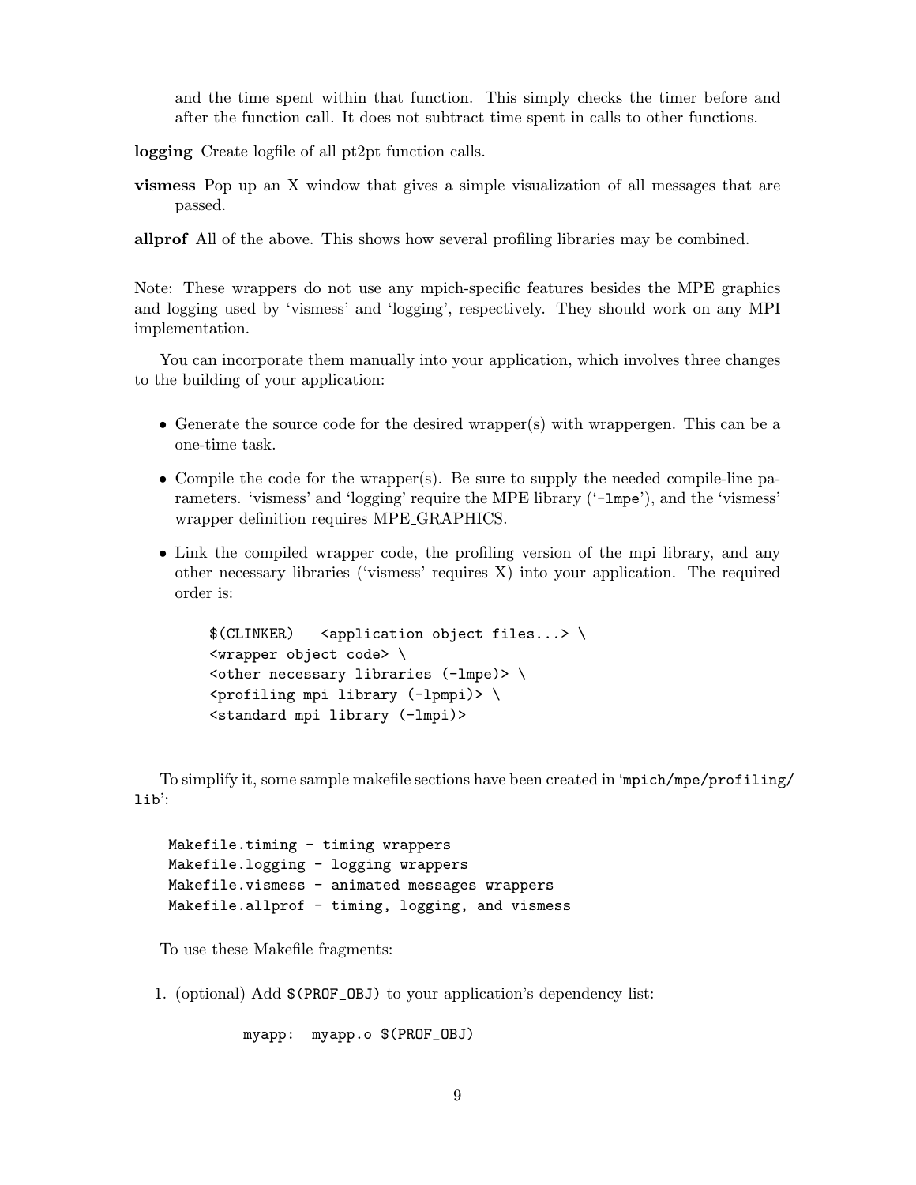and the time spent within that function. This simply checks the timer before and after the function call. It does not subtract time spent in calls to other functions.

**logging** Create logfile of all pt2pt function calls.

**vismess** Pop up an X window that gives a simple visualization of all messages that are passed.

**allprof** All of the above. This shows how several profiling libraries may be combined.

Note: These wrappers do not use any mpich-specific features besides the MPE graphics and logging used by 'vismess' and 'logging', respectively. They should work on any MPI implementation.

You can incorporate them manually into your application, which involves three changes to the building of your application:

- Generate the source code for the desired wrapper(s) with wrappergen. This can be a one-time task.
- Compile the code for the wrapper(s). Be sure to supply the needed compile-line parameters. 'vismess' and 'logging' require the MPE library ('`-lmpe`'), and the 'vismess' wrapper definition requires MPE_GRAPHICS.
- Link the compiled wrapper code, the profiling version of the mpi library, and any other necessary libraries ('vismess' requires X) into your application. The required order is:

```
$(CLINKER)   <application object files...> \
<wrapper object code> \
<other necessary libraries (-lmpe)> \
<profiling mpi library (-lpmpi)> \
<standard mpi library (-lmpi)>
```

To simplify it, some sample makefile sections have been created in '`mpich/mpe/profiling/lib`':

```
Makefile.timing - timing wrappers
Makefile.logging - logging wrappers
Makefile.vismess - animated messages wrappers
Makefile.allprof - timing, logging, and vismess
```

To use these Makefile fragments:

1. (optional) Add `$(PROF_OBJ)` to your application's dependency list:

```
myapp:  myapp.o $(PROF_OBJ)
```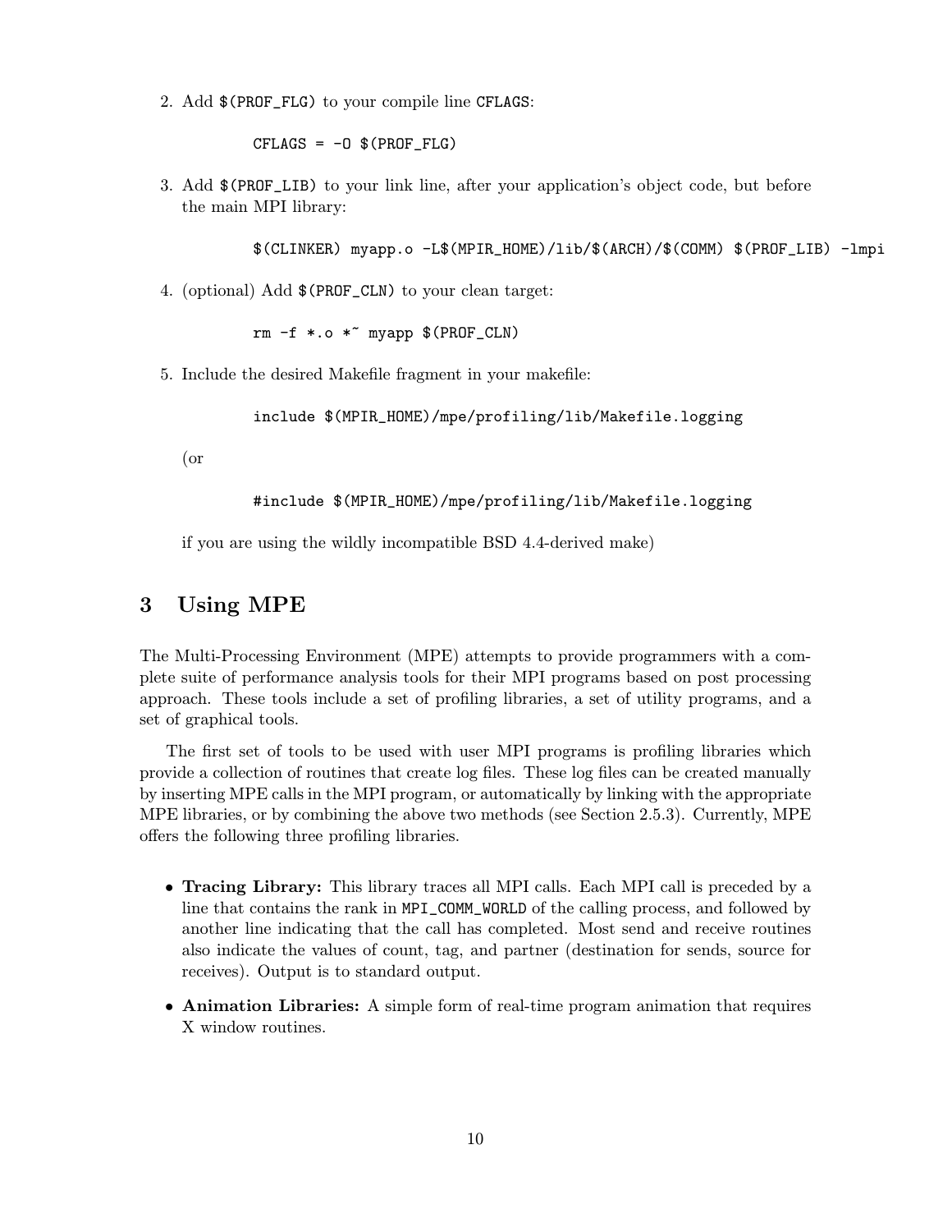2. Add `$(PROF_FLG)` to your compile line `CFLAGS`:

   ```
   CFLAGS = -O $(PROF_FLG)
   ```

3. Add `$(PROF_LIB)` to your link line, after your application's object code, but before the main MPI library:

   ```
   $(CLINKER) myapp.o -L$(MPIR_HOME)/lib/$(ARCH)/$(COMM) $(PROF_LIB) -lmpi
   ```

4. (optional) Add `$(PROF_CLN)` to your clean target:

   ```
   rm -f *.o *~ myapp $(PROF_CLN)
   ```

5. Include the desired Makefile fragment in your makefile:

   ```
   include $(MPIR_HOME)/mpe/profiling/lib/Makefile.logging
   ```

   (or

   ```
   #include $(MPIR_HOME)/mpe/profiling/lib/Makefile.logging
   ```

   if you are using the wildly incompatible BSD 4.4-derived make)

# 3 Using MPE

The Multi-Processing Environment (MPE) attempts to provide programmers with a complete suite of performance analysis tools for their MPI programs based on post processing approach. These tools include a set of profiling libraries, a set of utility programs, and a set of graphical tools.

The first set of tools to be used with user MPI programs is profiling libraries which provide a collection of routines that create log files. These log files can be created manually by inserting MPE calls in the MPI program, or automatically by linking with the appropriate MPE libraries, or by combining the above two methods (see Section 2.5.3). Currently, MPE offers the following three profiling libraries.

- **Tracing Library:** This library traces all MPI calls. Each MPI call is preceded by a line that contains the rank in `MPI_COMM_WORLD` of the calling process, and followed by another line indicating that the call has completed. Most send and receive routines also indicate the values of count, tag, and partner (destination for sends, source for receives). Output is to standard output.
- **Animation Libraries:** A simple form of real-time program animation that requires X window routines.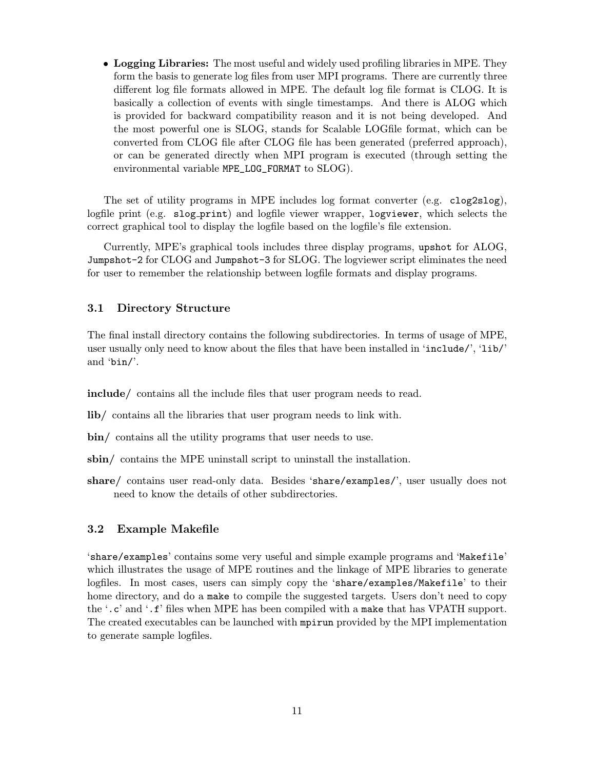- **Logging Libraries:** The most useful and widely used profiling libraries in MPE. They form the basis to generate log files from user MPI programs. There are currently three different log file formats allowed in MPE. The default log file format is CLOG. It is basically a collection of events with single timestamps. And there is ALOG which is provided for backward compatibility reason and it is not being developed. And the most powerful one is SLOG, stands for Scalable LOGfile format, which can be converted from CLOG file after CLOG file has been generated (preferred approach), or can be generated directly when MPI program is executed (through setting the environmental variable `MPE_LOG_FORMAT` to SLOG).

The set of utility programs in MPE includes log format converter (e.g. `clog2slog`), logfile print (e.g. `slog_print`) and logfile viewer wrapper, `logviewer`, which selects the correct graphical tool to display the logfile based on the logfile's file extension.

Currently, MPE's graphical tools includes three display programs, `upshot` for ALOG, `Jumpshot-2` for CLOG and `Jumpshot-3` for SLOG. The logviewer script eliminates the need for user to remember the relationship between logfile formats and display programs.

### 3.1 Directory Structure

The final install directory contains the following subdirectories. In terms of usage of MPE, user usually only need to know about the files that have been installed in '`include/`', '`lib/`' and '`bin/`'.

**include/** contains all the include files that user program needs to read.

**lib/** contains all the libraries that user program needs to link with.

**bin/** contains all the utility programs that user needs to use.

**sbin/** contains the MPE uninstall script to uninstall the installation.

**share/** contains user read-only data. Besides '`share/examples/`', user usually does not need to know the details of other subdirectories.

### 3.2 Example Makefile

'`share/examples`' contains some very useful and simple example programs and '`Makefile`' which illustrates the usage of MPE routines and the linkage of MPE libraries to generate logfiles. In most cases, users can simply copy the '`share/examples/Makefile`' to their home directory, and do a `make` to compile the suggested targets. Users don't need to copy the '`.c`' and '`.f`' files when MPE has been compiled with a `make` that has VPATH support. The created executables can be launched with `mpirun` provided by the MPI implementation to generate sample logfiles.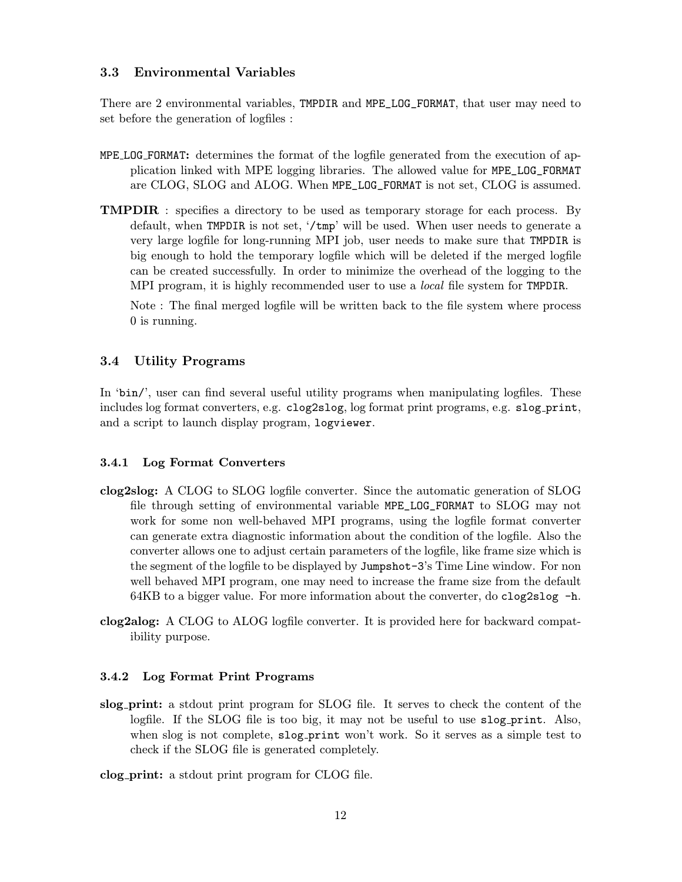### 3.3 Environmental Variables

There are 2 environmental variables, `TMPDIR` and `MPE_LOG_FORMAT`, that user may need to set before the generation of logfiles :

**`MPE_LOG_FORMAT`:** determines the format of the logfile generated from the execution of application linked with MPE logging libraries. The allowed value for `MPE_LOG_FORMAT` are CLOG, SLOG and ALOG. When `MPE_LOG_FORMAT` is not set, CLOG is assumed.

**TMPDIR** : specifies a directory to be used as temporary storage for each process. By default, when `TMPDIR` is not set, '`/tmp`' will be used. When user needs to generate a very large logfile for long-running MPI job, user needs to make sure that `TMPDIR` is big enough to hold the temporary logfile which will be deleted if the merged logfile can be created successfully. In order to minimize the overhead of the logging to the MPI program, it is highly recommended user to use a *local* file system for `TMPDIR`.

Note : The final merged logfile will be written back to the file system where process 0 is running.

### 3.4 Utility Programs

In '`bin/`', user can find several useful utility programs when manipulating logfiles. These includes log format converters, e.g. `clog2slog`, log format print programs, e.g. `slog_print`, and a script to launch display program, `logviewer`.

#### 3.4.1 Log Format Converters

**clog2slog:** A CLOG to SLOG logfile converter. Since the automatic generation of SLOG file through setting of environmental variable `MPE_LOG_FORMAT` to SLOG may not work for some non well-behaved MPI programs, using the logfile format converter can generate extra diagnostic information about the condition of the logfile. Also the converter allows one to adjust certain parameters of the logfile, like frame size which is the segment of the logfile to be displayed by `Jumpshot-3`'s Time Line window. For non well behaved MPI program, one may need to increase the frame size from the default 64KB to a bigger value. For more information about the converter, do `clog2slog -h`.

**clog2alog:** A CLOG to ALOG logfile converter. It is provided here for backward compatibility purpose.

#### 3.4.2 Log Format Print Programs

**slog_print:** a stdout print program for SLOG file. It serves to check the content of the logfile. If the SLOG file is too big, it may not be useful to use `slog_print`. Also, when slog is not complete, `slog_print` won't work. So it serves as a simple test to check if the SLOG file is generated completely.

**clog_print:** a stdout print program for CLOG file.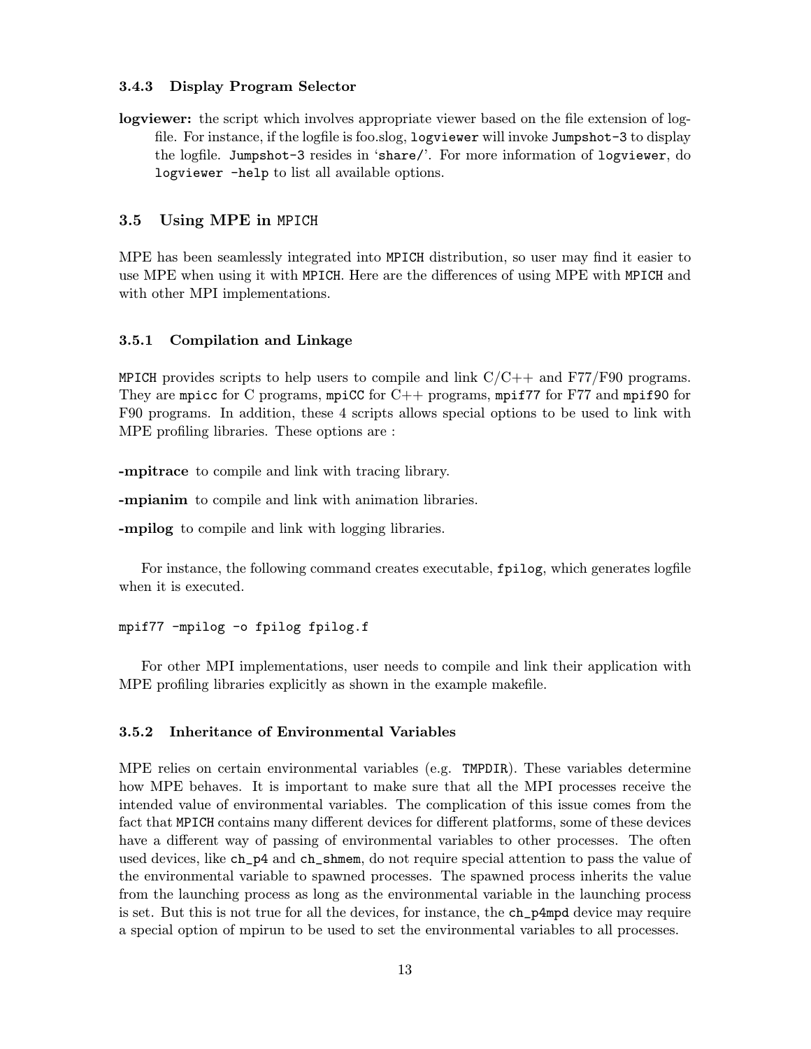#### 3.4.3 Display Program Selector

**logviewer:** the script which involves appropriate viewer based on the file extension of logfile. For instance, if the logfile is foo.slog, `logviewer` will invoke `Jumpshot-3` to display the logfile. `Jumpshot-3` resides in '`share/`'. For more information of `logviewer`, do `logviewer -help` to list all available options.

### 3.5 Using MPE in MPICH

MPE has been seamlessly integrated into `MPICH` distribution, so user may find it easier to use MPE when using it with `MPICH`. Here are the differences of using MPE with `MPICH` and with other MPI implementations.

#### 3.5.1 Compilation and Linkage

`MPICH` provides scripts to help users to compile and link C/C++ and F77/F90 programs. They are `mpicc` for C programs, `mpiCC` for C++ programs, `mpif77` for F77 and `mpif90` for F90 programs. In addition, these 4 scripts allows special options to be used to link with MPE profiling libraries. These options are :

**-mpitrace** to compile and link with tracing library.

**-mpianim** to compile and link with animation libraries.

**-mpilog** to compile and link with logging libraries.

For instance, the following command creates executable, `fpilog`, which generates logfile when it is executed.

```
mpif77 -mpilog -o fpilog fpilog.f
```

For other MPI implementations, user needs to compile and link their application with MPE profiling libraries explicitly as shown in the example makefile.

#### 3.5.2 Inheritance of Environmental Variables

MPE relies on certain environmental variables (e.g. `TMPDIR`). These variables determine how MPE behaves. It is important to make sure that all the MPI processes receive the intended value of environmental variables. The complication of this issue comes from the fact that `MPICH` contains many different devices for different platforms, some of these devices have a different way of passing of environmental variables to other processes. The often used devices, like `ch_p4` and `ch_shmem`, do not require special attention to pass the value of the environmental variable to spawned processes. The spawned process inherits the value from the launching process as long as the environmental variable in the launching process is set. But this is not true for all the devices, for instance, the `ch_p4mpd` device may require a special option of mpirun to be used to set the environmental variables to all processes.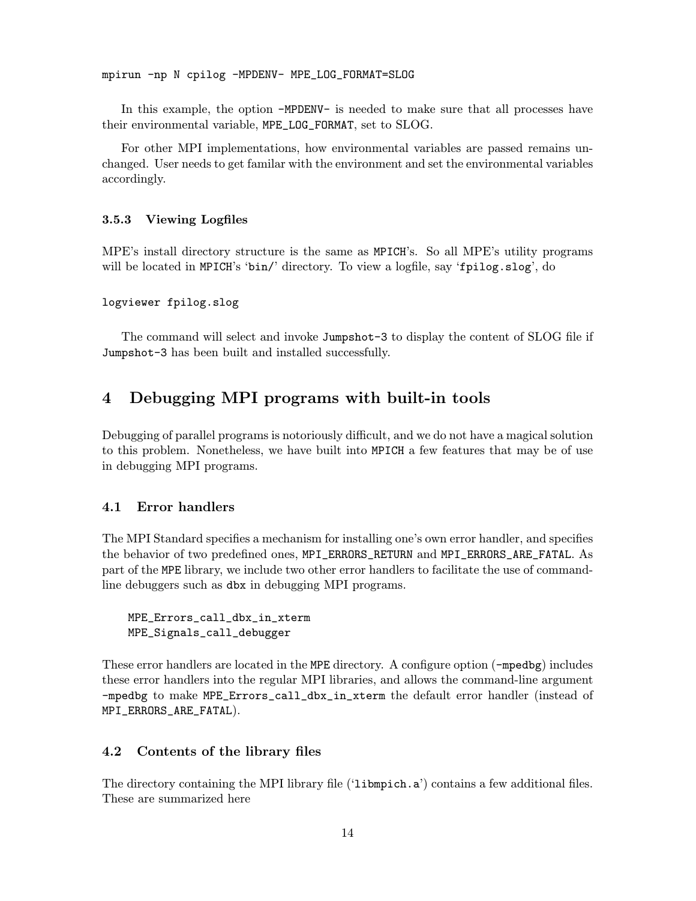```
mpirun -np N cpilog -MPDENV- MPE_LOG_FORMAT=SLOG
```

In this example, the option `-MPDENV-` is needed to make sure that all processes have their environmental variable, `MPE_LOG_FORMAT`, set to SLOG.

For other MPI implementations, how environmental variables are passed remains unchanged. User needs to get familar with the environment and set the environmental variables accordingly.

### 3.5.3 Viewing Logfiles

MPE's install directory structure is the same as `MPICH`'s. So all MPE's utility programs will be located in `MPICH`'s '`bin/`' directory. To view a logfile, say '`fpilog.slog`', do

```
logviewer fpilog.slog
```

The command will select and invoke `Jumpshot-3` to display the content of SLOG file if `Jumpshot-3` has been built and installed successfully.

# 4 Debugging MPI programs with built-in tools

Debugging of parallel programs is notoriously difficult, and we do not have a magical solution to this problem. Nonetheless, we have built into `MPICH` a few features that may be of use in debugging MPI programs.

## 4.1 Error handlers

The MPI Standard specifies a mechanism for installing one's own error handler, and specifies the behavior of two predefined ones, `MPI_ERRORS_RETURN` and `MPI_ERRORS_ARE_FATAL`. As part of the `MPE` library, we include two other error handlers to facilitate the use of command-line debuggers such as `dbx` in debugging MPI programs.

```
MPE_Errors_call_dbx_in_xterm
MPE_Signals_call_debugger
```

These error handlers are located in the `MPE` directory. A configure option (`-mpedbg`) includes these error handlers into the regular MPI libraries, and allows the command-line argument `-mpedbg` to make `MPE_Errors_call_dbx_in_xterm` the default error handler (instead of `MPI_ERRORS_ARE_FATAL`).

## 4.2 Contents of the library files

The directory containing the MPI library file ('`libmpich.a`') contains a few additional files. These are summarized here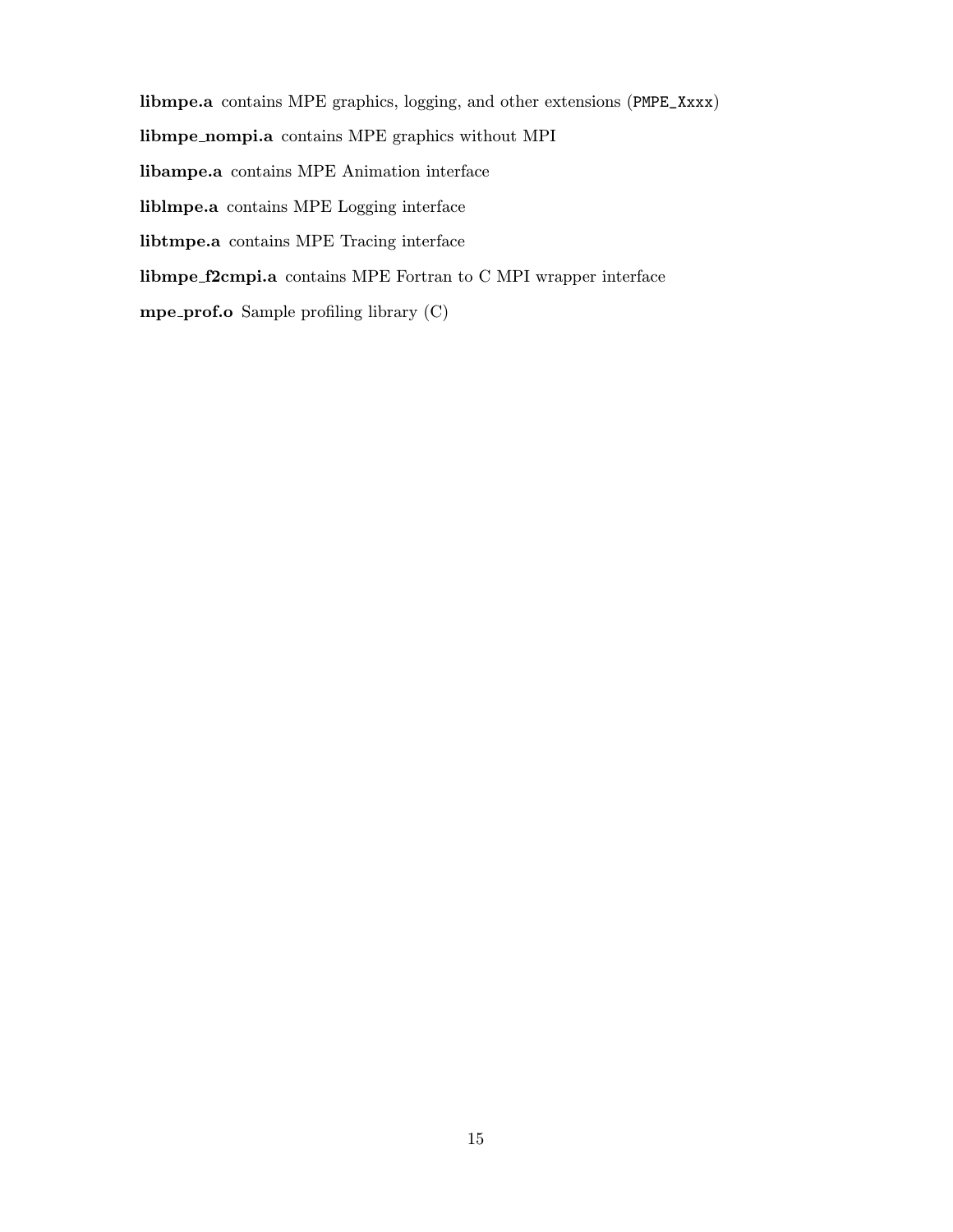**libmpe.a** contains MPE graphics, logging, and other extensions (`PMPE_Xxxx`)

**libmpe_nompi.a** contains MPE graphics without MPI

**libampe.a** contains MPE Animation interface

**liblmpe.a** contains MPE Logging interface

**libtmpe.a** contains MPE Tracing interface

**libmpe_f2cmpi.a** contains MPE Fortran to C MPI wrapper interface

**mpe_prof.o** Sample profiling library (C)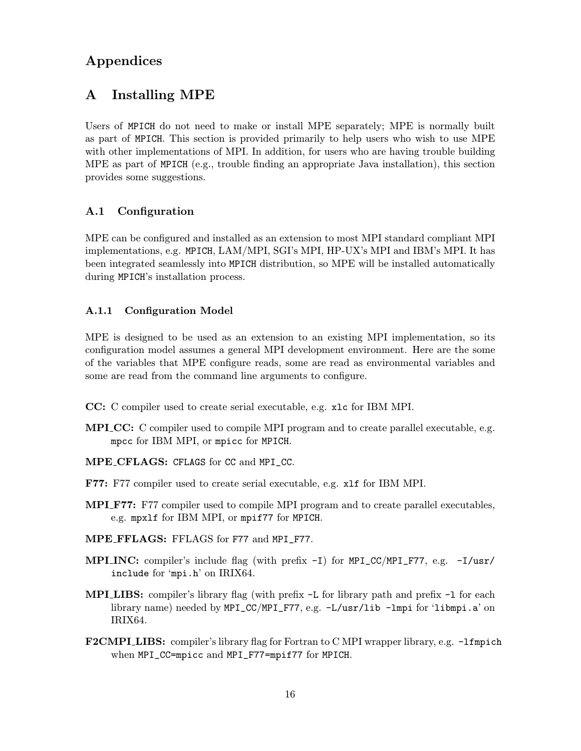# Appendices

# A Installing MPE

Users of `MPICH` do not need to make or install MPE separately; MPE is normally built as part of `MPICH`. This section is provided primarily to help users who wish to use MPE with other implementations of MPI. In addition, for users who are having trouble building MPE as part of `MPICH` (e.g., trouble finding an appropriate Java installation), this section provides some suggestions.

## A.1 Configuration

MPE can be configured and installed as an extension to most MPI standard compliant MPI implementations, e.g. `MPICH`, LAM/MPI, SGI's MPI, HP-UX's MPI and IBM's MPI. It has been integrated seamlessly into `MPICH` distribution, so MPE will be installed automatically during `MPICH`'s installation process.

### A.1.1 Configuration Model

MPE is designed to be used as an extension to an existing MPI implementation, so its configuration model assumes a general MPI development environment. Here are the some of the variables that MPE configure reads, some are read as environmental variables and some are read from the command line arguments to configure.

**CC:** C compiler used to create serial executable, e.g. `xlc` for IBM MPI.

**MPI_CC:** C compiler used to compile MPI program and to create parallel executable, e.g. `mpcc` for IBM MPI, or `mpicc` for `MPICH`.

**MPE_CFLAGS:** `CFLAGS` for `CC` and `MPI_CC`.

**F77:** F77 compiler used to create serial executable, e.g. `xlf` for IBM MPI.

**MPI_F77:** F77 compiler used to compile MPI program and to create parallel executables, e.g. `mpxlf` for IBM MPI, or `mpif77` for `MPICH`.

**MPE_FFLAGS:** FFLAGS for `F77` and `MPI_F77`.

**MPI_INC:** compiler's include flag (with prefix `-I`) for `MPI_CC`/`MPI_F77`, e.g. `-I/usr/include` for '`mpi.h`' on IRIX64.

**MPI_LIBS:** compiler's library flag (with prefix `-L` for library path and prefix `-l` for each library name) needed by `MPI_CC`/`MPI_F77`, e.g. `-L/usr/lib -lmpi` for '`libmpi.a`' on IRIX64.

**F2CMPI_LIBS:** compiler's library flag for Fortran to C MPI wrapper library, e.g. `-lfmpich` when `MPI_CC=mpicc` and `MPI_F77=mpif77` for `MPICH`.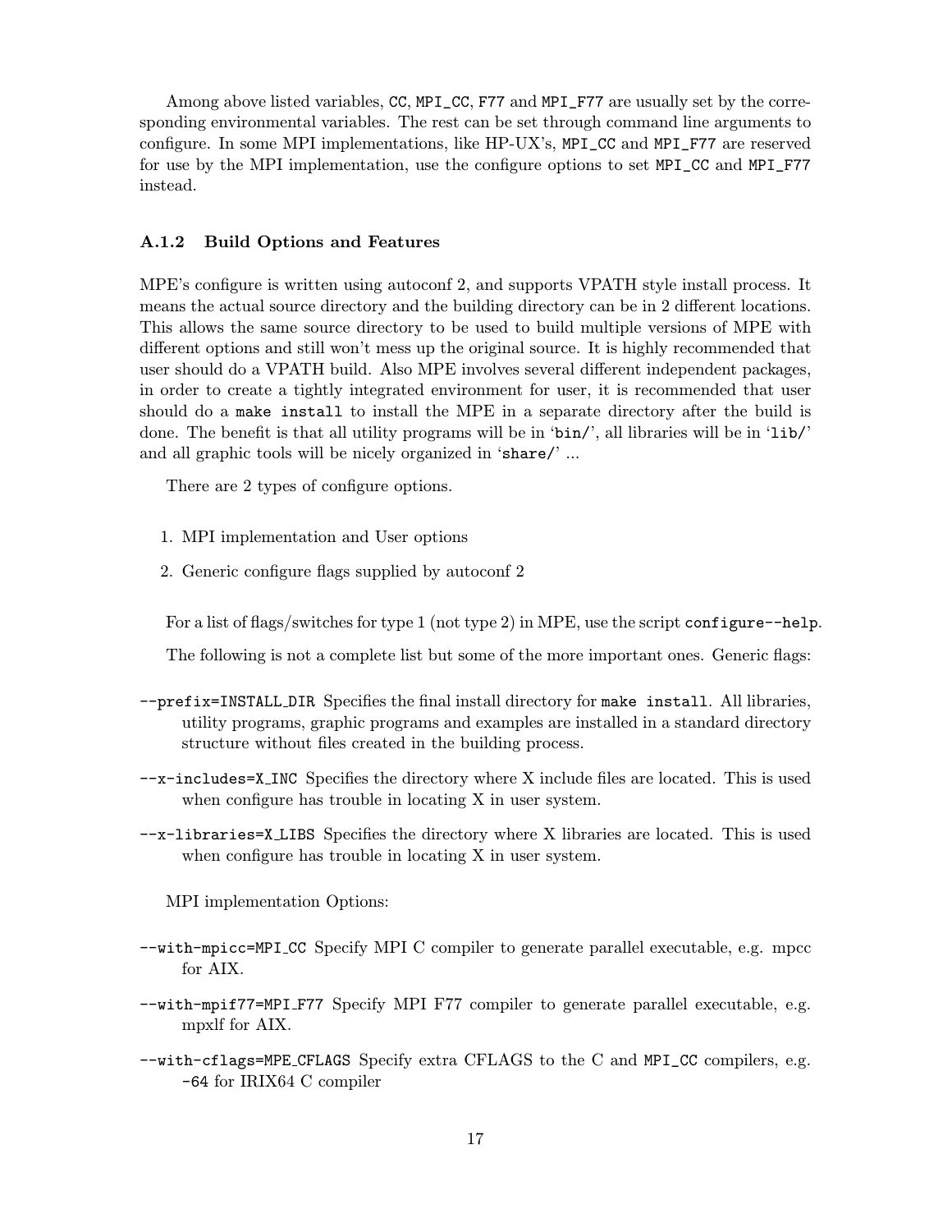Among above listed variables, `CC`, `MPI_CC`, `F77` and `MPI_F77` are usually set by the corresponding environmental variables. The rest can be set through command line arguments to configure. In some MPI implementations, like HP-UX's, `MPI_CC` and `MPI_F77` are reserved for use by the MPI implementation, use the configure options to set `MPI_CC` and `MPI_F77` instead.

### A.1.2 Build Options and Features

MPE's configure is written using autoconf 2, and supports VPATH style install process. It means the actual source directory and the building directory can be in 2 different locations. This allows the same source directory to be used to build multiple versions of MPE with different options and still won't mess up the original source. It is highly recommended that user should do a VPATH build. Also MPE involves several different independent packages, in order to create a tightly integrated environment for user, it is recommended that user should do a `make install` to install the MPE in a separate directory after the build is done. The benefit is that all utility programs will be in '`bin/`', all libraries will be in '`lib/`' and all graphic tools will be nicely organized in '`share/`' ...

There are 2 types of configure options.

1. MPI implementation and User options
2. Generic configure flags supplied by autoconf 2

For a list of flags/switches for type 1 (not type 2) in MPE, use the script `configure--help`.

The following is not a complete list but some of the more important ones. Generic flags:

`--prefix=INSTALL_DIR` Specifies the final install directory for `make install`. All libraries, utility programs, graphic programs and examples are installed in a standard directory structure without files created in the building process.

`--x-includes=X_INC` Specifies the directory where X include files are located. This is used when configure has trouble in locating X in user system.

`--x-libraries=X_LIBS` Specifies the directory where X libraries are located. This is used when configure has trouble in locating X in user system.

MPI implementation Options:

`--with-mpicc=MPI_CC` Specify MPI C compiler to generate parallel executable, e.g. mpcc for AIX.

`--with-mpif77=MPI_F77` Specify MPI F77 compiler to generate parallel executable, e.g. mpxlf for AIX.

`--with-cflags=MPE_CFLAGS` Specify extra CFLAGS to the C and `MPI_CC` compilers, e.g. `-64` for IRIX64 C compiler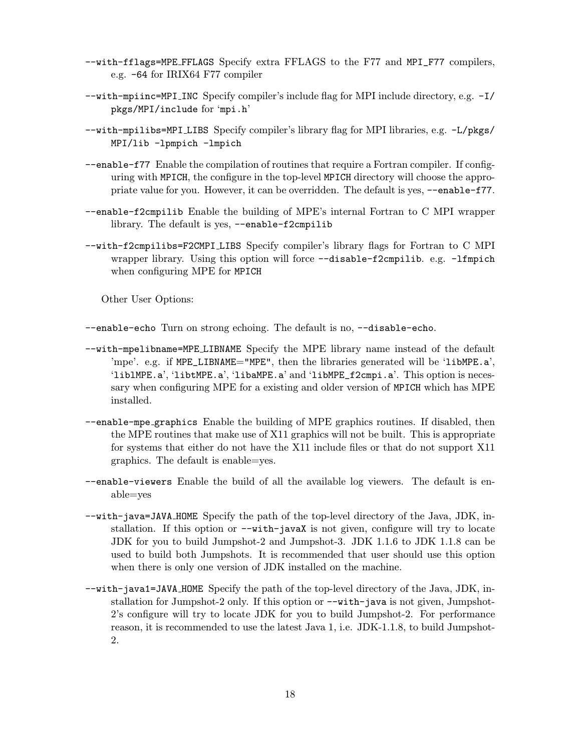`--with-fflags=MPE_FFLAGS` Specify extra FFLAGS to the F77 and `MPI_F77` compilers, e.g. `-64` for IRIX64 F77 compiler

`--with-mpiinc=MPI_INC` Specify compiler's include flag for MPI include directory, e.g. `-I/pkgs/MPI/include` for '`mpi.h`'

`--with-mpilibs=MPI_LIBS` Specify compiler's library flag for MPI libraries, e.g. `-L/pkgs/MPI/lib -lpmpich -lmpich`

`--enable-f77` Enable the compilation of routines that require a Fortran compiler. If configuring with `MPICH`, the configure in the top-level `MPICH` directory will choose the appropriate value for you. However, it can be overridden. The default is yes, `--enable-f77`.

`--enable-f2cmpilib` Enable the building of MPE's internal Fortran to C MPI wrapper library. The default is yes, `--enable-f2cmpilib`

`--with-f2cmpilibs=F2CMPI_LIBS` Specify compiler's library flags for Fortran to C MPI wrapper library. Using this option will force `--disable-f2cmpilib`. e.g. `-lfmpich` when configuring MPE for `MPICH`

Other User Options:

`--enable-echo` Turn on strong echoing. The default is no, `--disable-echo`.

`--with-mpelibname=MPE_LIBNAME` Specify the MPE library name instead of the default 'mpe'. e.g. if `MPE_LIBNAME="MPE"`, then the libraries generated will be '`libMPE.a`', '`liblMPE.a`', '`libtMPE.a`', '`libaMPE.a`' and '`libMPE_f2cmpi.a`'. This option is necessary when configuring MPE for a existing and older version of `MPICH` which has MPE installed.

`--enable-mpe_graphics` Enable the building of MPE graphics routines. If disabled, then the MPE routines that make use of X11 graphics will not be built. This is appropriate for systems that either do not have the X11 include files or that do not support X11 graphics. The default is enable=yes.

`--enable-viewers` Enable the build of all the available log viewers. The default is enable=yes

`--with-java=JAVA_HOME` Specify the path of the top-level directory of the Java, JDK, installation. If this option or `--with-javaX` is not given, configure will try to locate JDK for you to build Jumpshot-2 and Jumpshot-3. JDK 1.1.6 to JDK 1.1.8 can be used to build both Jumpshots. It is recommended that user should use this option when there is only one version of JDK installed on the machine.

`--with-java1=JAVA_HOME` Specify the path of the top-level directory of the Java, JDK, installation for Jumpshot-2 only. If this option or `--with-java` is not given, Jumpshot-2's configure will try to locate JDK for you to build Jumpshot-2. For performance reason, it is recommended to use the latest Java 1, i.e. JDK-1.1.8, to build Jumpshot-2.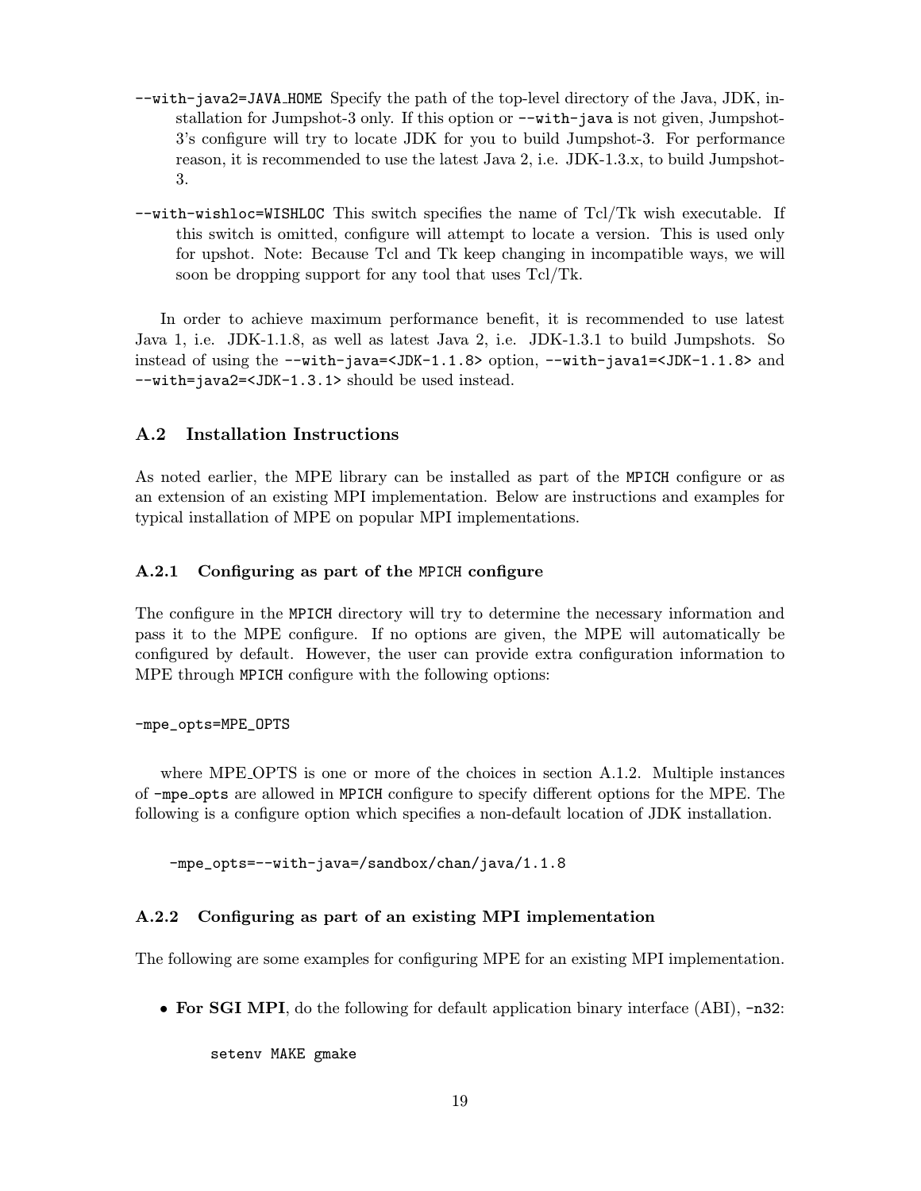`--with-java2=JAVA_HOME` Specify the path of the top-level directory of the Java, JDK, installation for Jumpshot-3 only. If this option or `--with-java` is not given, Jumpshot-3's configure will try to locate JDK for you to build Jumpshot-3. For performance reason, it is recommended to use the latest Java 2, i.e. JDK-1.3.x, to build Jumpshot-3.

`--with-wishloc=WISHLOC` This switch specifies the name of Tcl/Tk wish executable. If this switch is omitted, configure will attempt to locate a version. This is used only for upshot. Note: Because Tcl and Tk keep changing in incompatible ways, we will soon be dropping support for any tool that uses Tcl/Tk.

In order to achieve maximum performance benefit, it is recommended to use latest Java 1, i.e. JDK-1.1.8, as well as latest Java 2, i.e. JDK-1.3.1 to build Jumpshots. So instead of using the `--with-java=<JDK-1.1.8>` option, `--with-java1=<JDK-1.1.8>` and `--with=java2=<JDK-1.3.1>` should be used instead.

### A.2 Installation Instructions

As noted earlier, the MPE library can be installed as part of the `MPICH` configure or as an extension of an existing MPI implementation. Below are instructions and examples for typical installation of MPE on popular MPI implementations.

#### A.2.1 Configuring as part of the `MPICH` configure

The configure in the `MPICH` directory will try to determine the necessary information and pass it to the MPE configure. If no options are given, the MPE will automatically be configured by default. However, the user can provide extra configuration information to MPE through `MPICH` configure with the following options:

```
-mpe_opts=MPE_OPTS
```

where MPE_OPTS is one or more of the choices in section A.1.2. Multiple instances of `-mpe_opts` are allowed in `MPICH` configure to specify different options for the MPE. The following is a configure option which specifies a non-default location of JDK installation.

```
-mpe_opts=--with-java=/sandbox/chan/java/1.1.8
```

#### A.2.2 Configuring as part of an existing MPI implementation

The following are some examples for configuring MPE for an existing MPI implementation.

- **For SGI MPI**, do the following for default application binary interface (ABI), `-n32`:

```
setenv MAKE gmake
```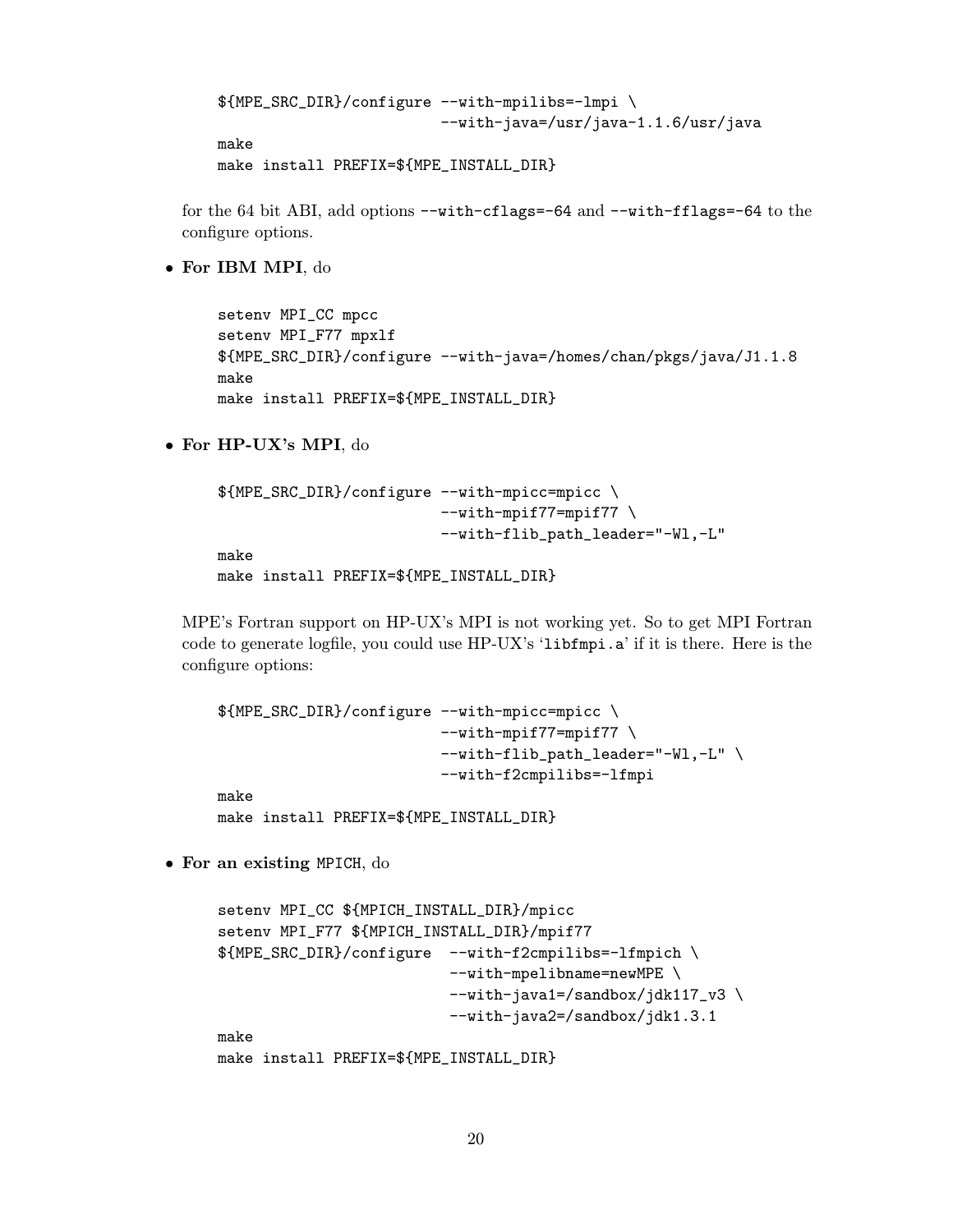```
${MPE_SRC_DIR}/configure --with-mpilibs=-lmpi \
                         --with-java=/usr/java-1.1.6/usr/java
make
make install PREFIX=${MPE_INSTALL_DIR}
```

for the 64 bit ABI, add options `--with-cflags=-64` and `--with-fflags=-64` to the configure options.

- **For IBM MPI**, do

```
setenv MPI_CC mpcc
setenv MPI_F77 mpxlf
${MPE_SRC_DIR}/configure --with-java=/homes/chan/pkgs/java/J1.1.8
make
make install PREFIX=${MPE_INSTALL_DIR}
```

- **For HP-UX's MPI**, do

```
${MPE_SRC_DIR}/configure --with-mpicc=mpicc \
                         --with-mpif77=mpif77 \
                         --with-flib_path_leader="-Wl,-L"
make
make install PREFIX=${MPE_INSTALL_DIR}
```

MPE's Fortran support on HP-UX's MPI is not working yet. So to get MPI Fortran code to generate logfile, you could use HP-UX's '`libfmpi.a`' if it is there. Here is the configure options:

```
${MPE_SRC_DIR}/configure --with-mpicc=mpicc \
                         --with-mpif77=mpif77 \
                         --with-flib_path_leader="-Wl,-L" \
                         --with-f2cmpilibs=-lfmpi
make
make install PREFIX=${MPE_INSTALL_DIR}
```

- **For an existing** `MPICH`, do

```
setenv MPI_CC ${MPICH_INSTALL_DIR}/mpicc
setenv MPI_F77 ${MPICH_INSTALL_DIR}/mpif77
${MPE_SRC_DIR}/configure  --with-f2cmpilibs=-lfmpich \
                          --with-mpelibname=newMPE \
                          --with-java1=/sandbox/jdk117_v3 \
                          --with-java2=/sandbox/jdk1.3.1
make
make install PREFIX=${MPE_INSTALL_DIR}
```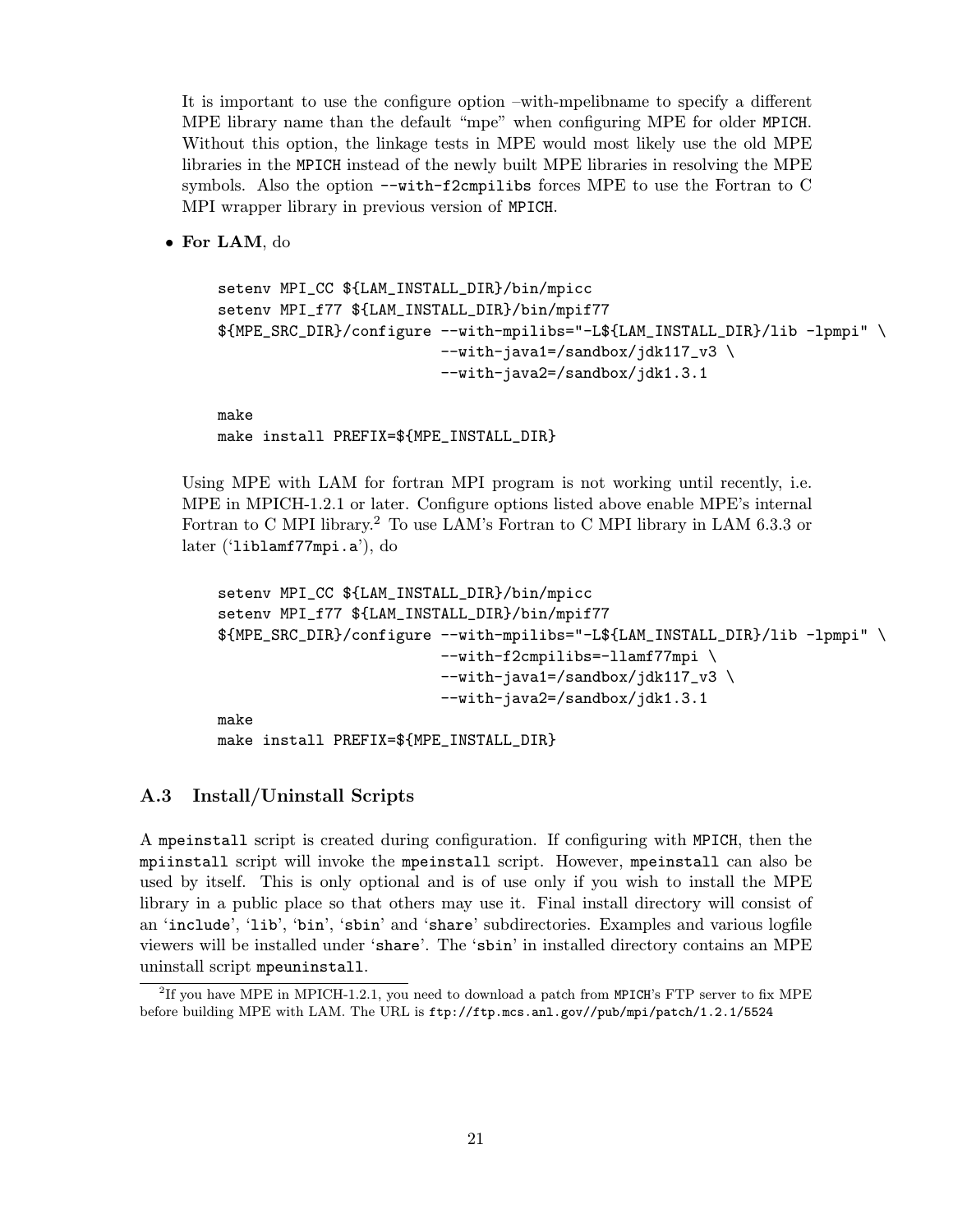It is important to use the configure option –with-mpelibname to specify a different MPE library name than the default "mpe" when configuring MPE for older MPICH. Without this option, the linkage tests in MPE would most likely use the old MPE libraries in the MPICH instead of the newly built MPE libraries in resolving the MPE symbols. Also the option `--with-f2cmpilibs` forces MPE to use the Fortran to C MPI wrapper library in previous version of MPICH.

- **For LAM**, do

```
setenv MPI_CC ${LAM_INSTALL_DIR}/bin/mpicc
setenv MPI_f77 ${LAM_INSTALL_DIR}/bin/mpif77
${MPE_SRC_DIR}/configure --with-mpilibs="-L${LAM_INSTALL_DIR}/lib -lpmpi" \
                         --with-java1=/sandbox/jdk117_v3 \
                         --with-java2=/sandbox/jdk1.3.1

make
make install PREFIX=${MPE_INSTALL_DIR}
```

Using MPE with LAM for fortran MPI program is not working until recently, i.e. MPE in MPICH-1.2.1 or later. Configure options listed above enable MPE's internal Fortran to C MPI library.[2] To use LAM's Fortran to C MPI library in LAM 6.3.3 or later ('liblamf77mpi.a'), do

```
setenv MPI_CC ${LAM_INSTALL_DIR}/bin/mpicc
setenv MPI_f77 ${LAM_INSTALL_DIR}/bin/mpif77
${MPE_SRC_DIR}/configure --with-mpilibs="-L${LAM_INSTALL_DIR}/lib -lpmpi" \
                         --with-f2cmpilibs=-llamf77mpi \
                         --with-java1=/sandbox/jdk117_v3 \
                         --with-java2=/sandbox/jdk1.3.1
make
make install PREFIX=${MPE_INSTALL_DIR}
```

### A.3 Install/Uninstall Scripts

A `mpeinstall` script is created during configuration. If configuring with MPICH, then the `mpiinstall` script will invoke the `mpeinstall` script. However, `mpeinstall` can also be used by itself. This is only optional and is of use only if you wish to install the MPE library in a public place so that others may use it. Final install directory will consist of an 'include', 'lib', 'bin', 'sbin' and 'share' subdirectories. Examples and various logfile viewers will be installed under 'share'. The 'sbin' in installed directory contains an MPE uninstall script `mpeuninstall`.

---

[2] If you have MPE in MPICH-1.2.1, you need to download a patch from MPICH's FTP server to fix MPE before building MPE with LAM. The URL is `ftp://ftp.mcs.anl.gov//pub/mpi/patch/1.2.1/5524`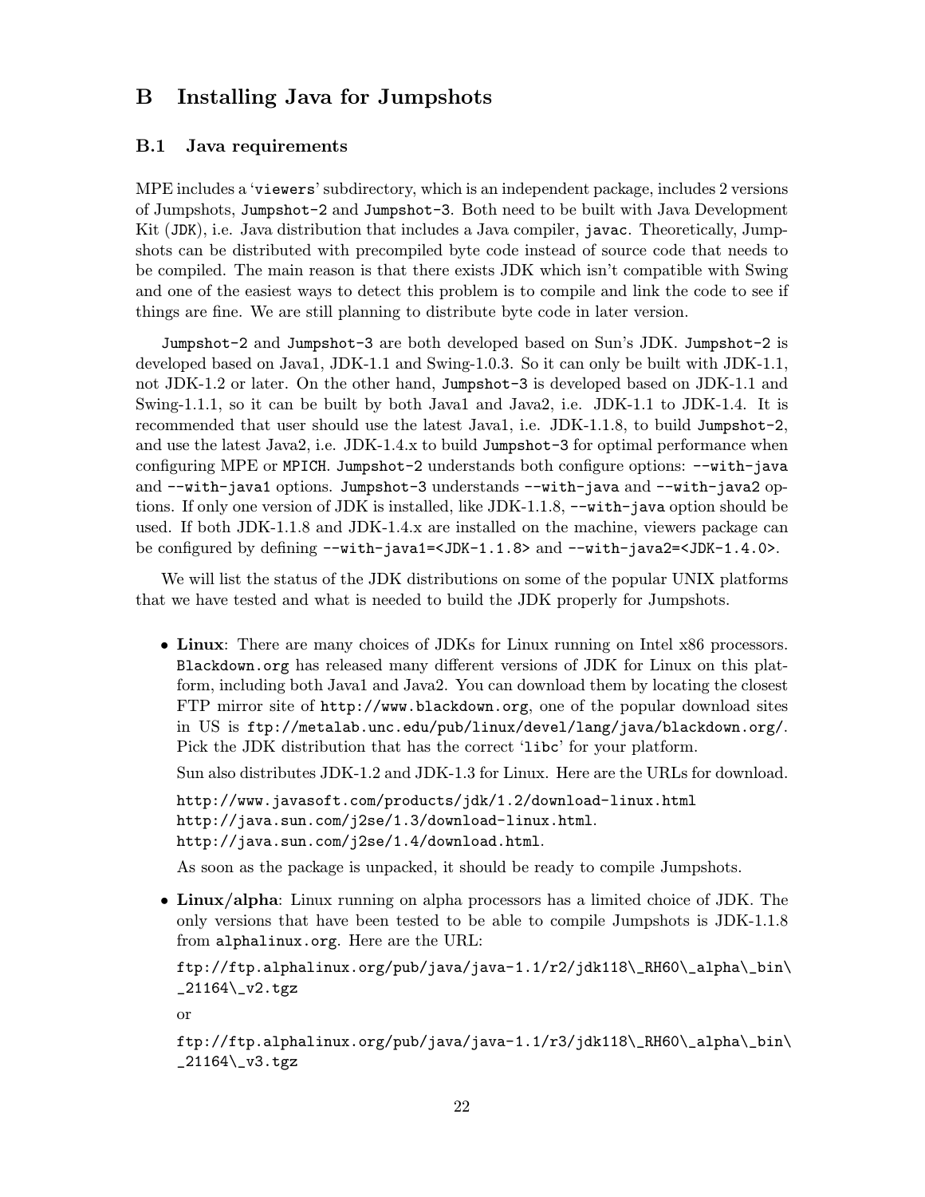# B Installing Java for Jumpshots

## B.1 Java requirements

MPE includes a '`viewers`' subdirectory, which is an independent package, includes 2 versions of Jumpshots, `Jumpshot-2` and `Jumpshot-3`. Both need to be built with Java Development Kit (`JDK`), i.e. Java distribution that includes a Java compiler, `javac`. Theoretically, Jumpshots can be distributed with precompiled byte code instead of source code that needs to be compiled. The main reason is that there exists JDK which isn't compatible with Swing and one of the easiest ways to detect this problem is to compile and link the code to see if things are fine. We are still planning to distribute byte code in later version.

`Jumpshot-2` and `Jumpshot-3` are both developed based on Sun's JDK. `Jumpshot-2` is developed based on Java1, JDK-1.1 and Swing-1.0.3. So it can only be built with JDK-1.1, not JDK-1.2 or later. On the other hand, `Jumpshot-3` is developed based on JDK-1.1 and Swing-1.1.1, so it can be built by both Java1 and Java2, i.e. JDK-1.1 to JDK-1.4. It is recommended that user should use the latest Java1, i.e. JDK-1.1.8, to build `Jumpshot-2`, and use the latest Java2, i.e. JDK-1.4.x to build `Jumpshot-3` for optimal performance when configuring MPE or `MPICH`. `Jumpshot-2` understands both configure options: `--with-java` and `--with-java1` options. `Jumpshot-3` understands `--with-java` and `--with-java2` options. If only one version of JDK is installed, like JDK-1.1.8, `--with-java` option should be used. If both JDK-1.1.8 and JDK-1.4.x are installed on the machine, viewers package can be configured by defining `--with-java1=<JDK-1.1.8>` and `--with-java2=<JDK-1.4.0>`.

We will list the status of the JDK distributions on some of the popular UNIX platforms that we have tested and what is needed to build the JDK properly for Jumpshots.

- **Linux**: There are many choices of JDKs for Linux running on Intel x86 processors. `Blackdown.org` has released many different versions of JDK for Linux on this platform, including both Java1 and Java2. You can download them by locating the closest FTP mirror site of `http://www.blackdown.org`, one of the popular download sites in US is `ftp://metalab.unc.edu/pub/linux/devel/lang/java/blackdown.org/`. Pick the JDK distribution that has the correct '`libc`' for your platform.

  Sun also distributes JDK-1.2 and JDK-1.3 for Linux. Here are the URLs for download.

  `http://www.javasoft.com/products/jdk/1.2/download-linux.html`
  `http://java.sun.com/j2se/1.3/download-linux.html`.
  `http://java.sun.com/j2se/1.4/download.html`.

  As soon as the package is unpacked, it should be ready to compile Jumpshots.

- **Linux/alpha**: Linux running on alpha processors has a limited choice of JDK. The only versions that have been tested to be able to compile Jumpshots is JDK-1.1.8 from `alphalinux.org`. Here are the URL:

  `ftp://ftp.alphalinux.org/pub/java/java-1.1/r2/jdk118\_RH60\_alpha\_bin\_21164\_v2.tgz`

  or

  `ftp://ftp.alphalinux.org/pub/java/java-1.1/r3/jdk118\_RH60\_alpha\_bin\_21164\_v3.tgz`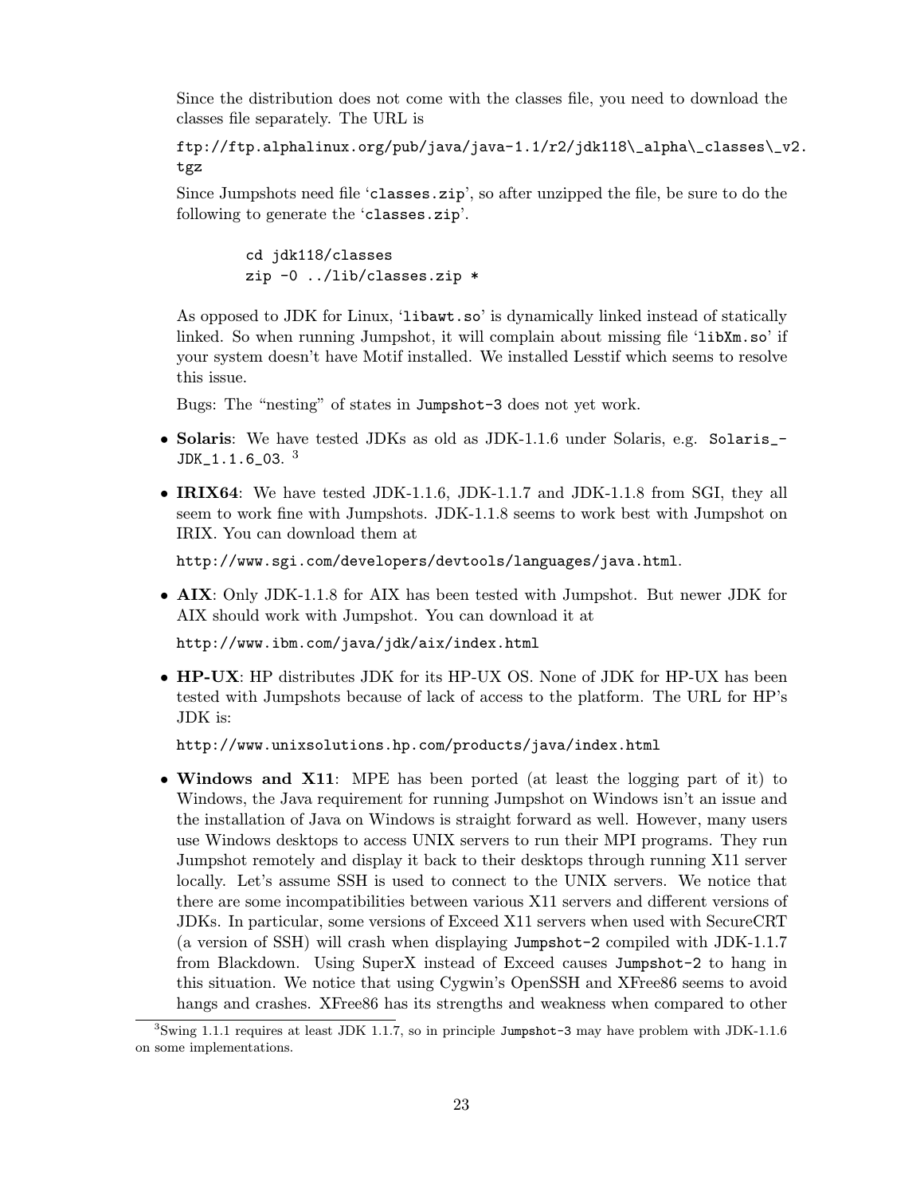Since the distribution does not come with the classes file, you need to download the classes file separately. The URL is

`ftp://ftp.alphalinux.org/pub/java/java-1.1/r2/jdk118\_alpha\_classes\_v2.tgz`

Since Jumpshots need file '`classes.zip`', so after unzipped the file, be sure to do the following to generate the '`classes.zip`'.

```
cd jdk118/classes
zip -0 ../lib/classes.zip *
```

As opposed to JDK for Linux, '`libawt.so`' is dynamically linked instead of statically linked. So when running Jumpshot, it will complain about missing file '`libXm.so`' if your system doesn't have Motif installed. We installed Lesstif which seems to resolve this issue.

Bugs: The "nesting" of states in `Jumpshot-3` does not yet work.

- **Solaris**: We have tested JDKs as old as JDK-1.1.6 under Solaris, e.g. `Solaris_-JDK_1.1.6_03`. [3]

- **IRIX64**: We have tested JDK-1.1.6, JDK-1.1.7 and JDK-1.1.8 from SGI, they all seem to work fine with Jumpshots. JDK-1.1.8 seems to work best with Jumpshot on IRIX. You can download them at

  `http://www.sgi.com/developers/devtools/languages/java.html`.

- **AIX**: Only JDK-1.1.8 for AIX has been tested with Jumpshot. But newer JDK for AIX should work with Jumpshot. You can download it at

  `http://www.ibm.com/java/jdk/aix/index.html`

- **HP-UX**: HP distributes JDK for its HP-UX OS. None of JDK for HP-UX has been tested with Jumpshots because of lack of access to the platform. The URL for HP's JDK is:

  `http://www.unixsolutions.hp.com/products/java/index.html`

- **Windows and X11**: MPE has been ported (at least the logging part of it) to Windows, the Java requirement for running Jumpshot on Windows isn't an issue and the installation of Java on Windows is straight forward as well. However, many users use Windows desktops to access UNIX servers to run their MPI programs. They run Jumpshot remotely and display it back to their desktops through running X11 server locally. Let's assume SSH is used to connect to the UNIX servers. We notice that there are some incompatibilities between various X11 servers and different versions of JDKs. In particular, some versions of Exceed X11 servers when used with SecureCRT (a version of SSH) will crash when displaying `Jumpshot-2` compiled with JDK-1.1.7 from Blackdown. Using SuperX instead of Exceed causes `Jumpshot-2` to hang in this situation. We notice that using Cygwin's OpenSSH and XFree86 seems to avoid hangs and crashes. XFree86 has its strengths and weakness when compared to other

[3] Swing 1.1.1 requires at least JDK 1.1.7, so in principle `Jumpshot-3` may have problem with JDK-1.1.6 on some implementations.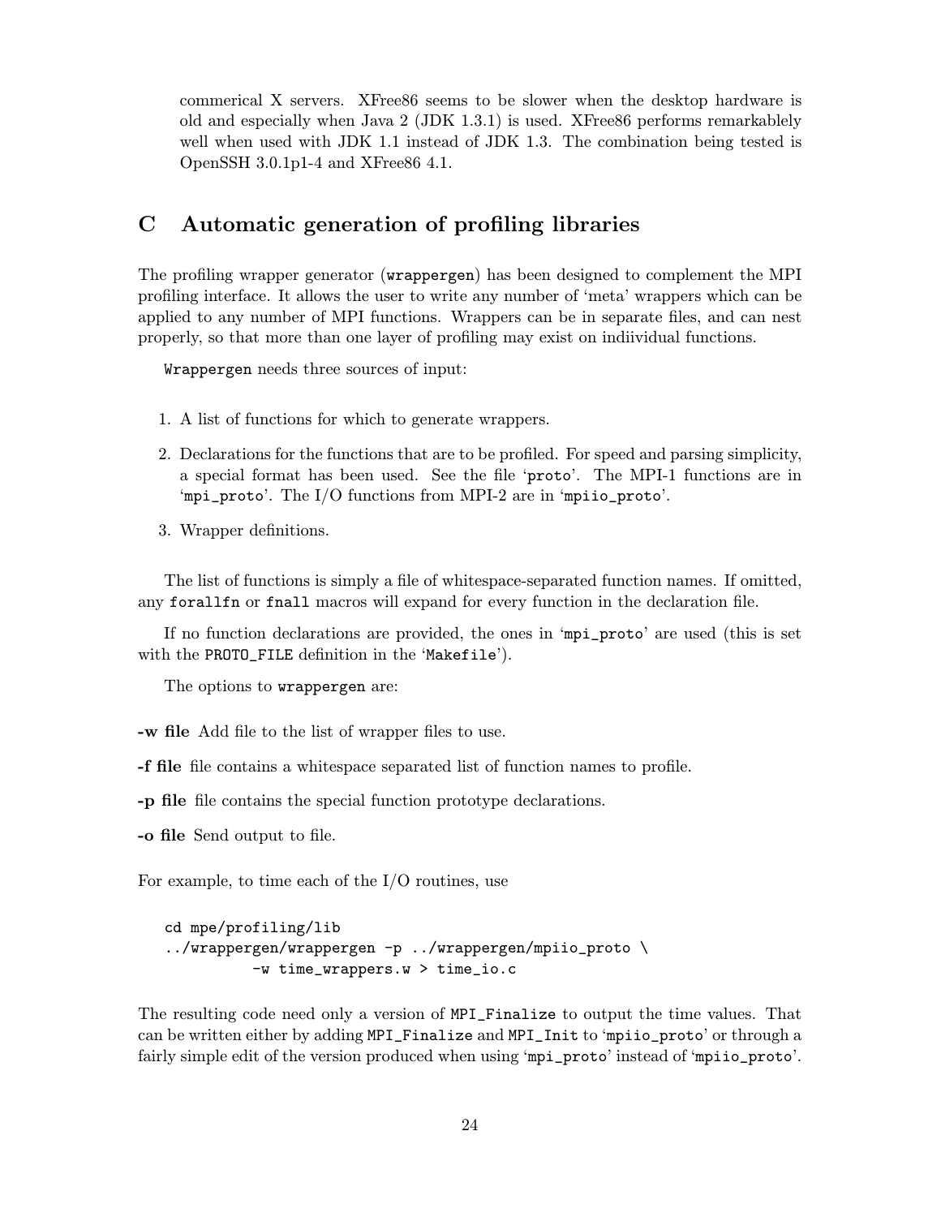commerical X servers. XFree86 seems to be slower when the desktop hardware is old and especially when Java 2 (JDK 1.3.1) is used. XFree86 performs remarkablely well when used with JDK 1.1 instead of JDK 1.3. The combination being tested is OpenSSH 3.0.1p1-4 and XFree86 4.1.

# C Automatic generation of profiling libraries

The profiling wrapper generator (`wrappergen`) has been designed to complement the MPI profiling interface. It allows the user to write any number of 'meta' wrappers which can be applied to any number of MPI functions. Wrappers can be in separate files, and can nest properly, so that more than one layer of profiling may exist on indiividual functions.

`Wrappergen` needs three sources of input:

1. A list of functions for which to generate wrappers.
2. Declarations for the functions that are to be profiled. For speed and parsing simplicity, a special format has been used. See the file '`proto`'. The MPI-1 functions are in '`mpi_proto`'. The I/O functions from MPI-2 are in '`mpiio_proto`'.
3. Wrapper definitions.

The list of functions is simply a file of whitespace-separated function names. If omitted, any `forallfn` or `fnall` macros will expand for every function in the declaration file.

If no function declarations are provided, the ones in '`mpi_proto`' are used (this is set with the `PROTO_FILE` definition in the '`Makefile`').

The options to `wrappergen` are:

**-w file** Add file to the list of wrapper files to use.

**-f file** file contains a whitespace separated list of function names to profile.

**-p file** file contains the special function prototype declarations.

**-o file** Send output to file.

For example, to time each of the I/O routines, use

```
cd mpe/profiling/lib
../wrappergen/wrappergen -p ../wrappergen/mpiio_proto \
          -w time_wrappers.w > time_io.c
```

The resulting code need only a version of `MPI_Finalize` to output the time values. That can be written either by adding `MPI_Finalize` and `MPI_Init` to '`mpiio_proto`' or through a fairly simple edit of the version produced when using '`mpi_proto`' instead of '`mpiio_proto`'.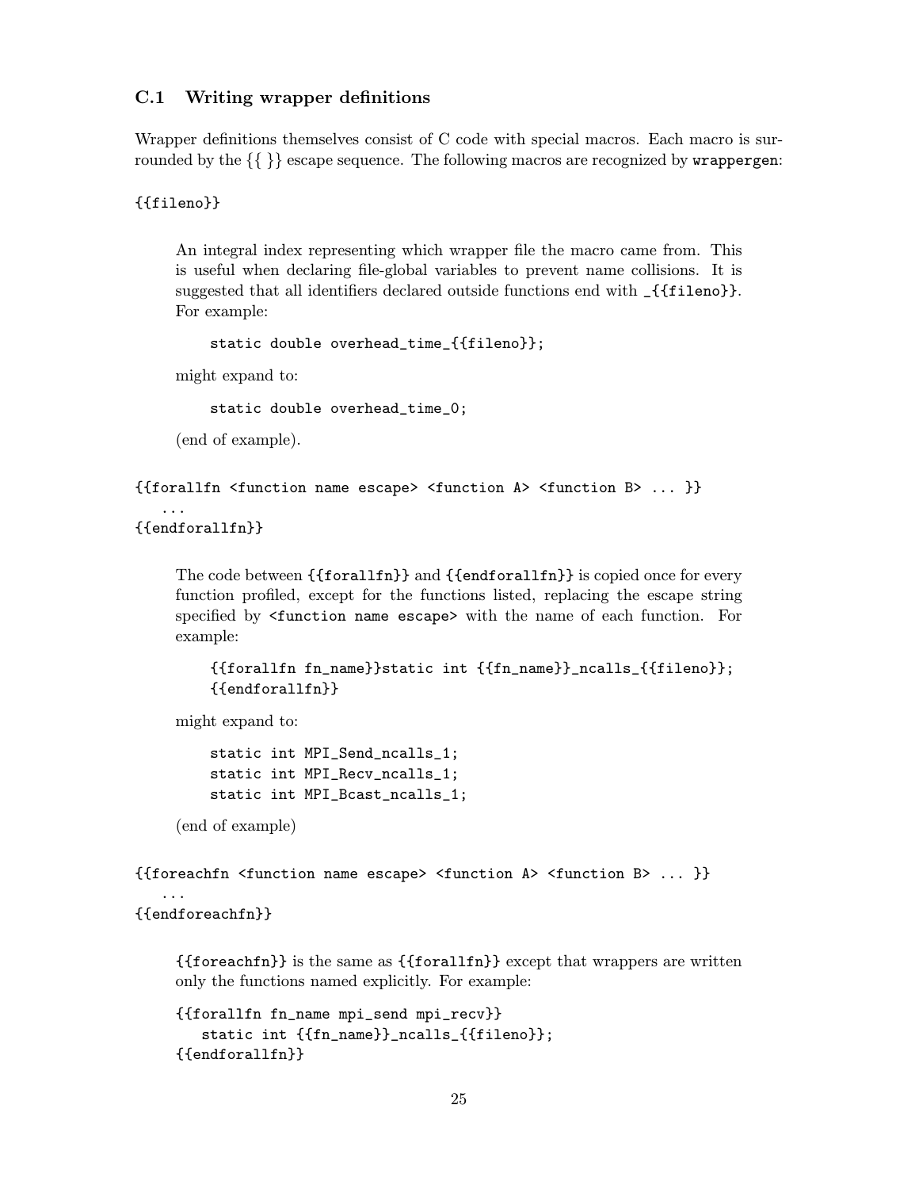### C.1 Writing wrapper definitions

Wrapper definitions themselves consist of C code with special macros. Each macro is surrounded by the {{ }} escape sequence. The following macros are recognized by `wrappergen`:

```
{{fileno}}
```

An integral index representing which wrapper file the macro came from. This is useful when declaring file-global variables to prevent name collisions. It is suggested that all identifiers declared outside functions end with `_{{fileno}}`. For example:

```
static double overhead_time_{{fileno}};
```

might expand to:

```
static double overhead_time_0;
```

(end of example).

```
{{forallfn <function name escape> <function A> <function B> ... }}
   ...
{{endforallfn}}
```

The code between `{{forallfn}}` and `{{endforallfn}}` is copied once for every function profiled, except for the functions listed, replacing the escape string specified by `<function name escape>` with the name of each function. For example:

```
{{forallfn fn_name}}static int {{fn_name}}_ncalls_{{fileno}};
{{endforallfn}}
```

might expand to:

```
static int MPI_Send_ncalls_1;
static int MPI_Recv_ncalls_1;
static int MPI_Bcast_ncalls_1;
```

(end of example)

```
{{foreachfn <function name escape> <function A> <function B> ... }}
   ...
{{endforeachfn}}
```

`{{foreachfn}}` is the same as `{{forallfn}}` except that wrappers are written only the functions named explicitly. For example:

```
{{forallfn fn_name mpi_send mpi_recv}}
   static int {{fn_name}}_ncalls_{{fileno}};
{{endforallfn}}
```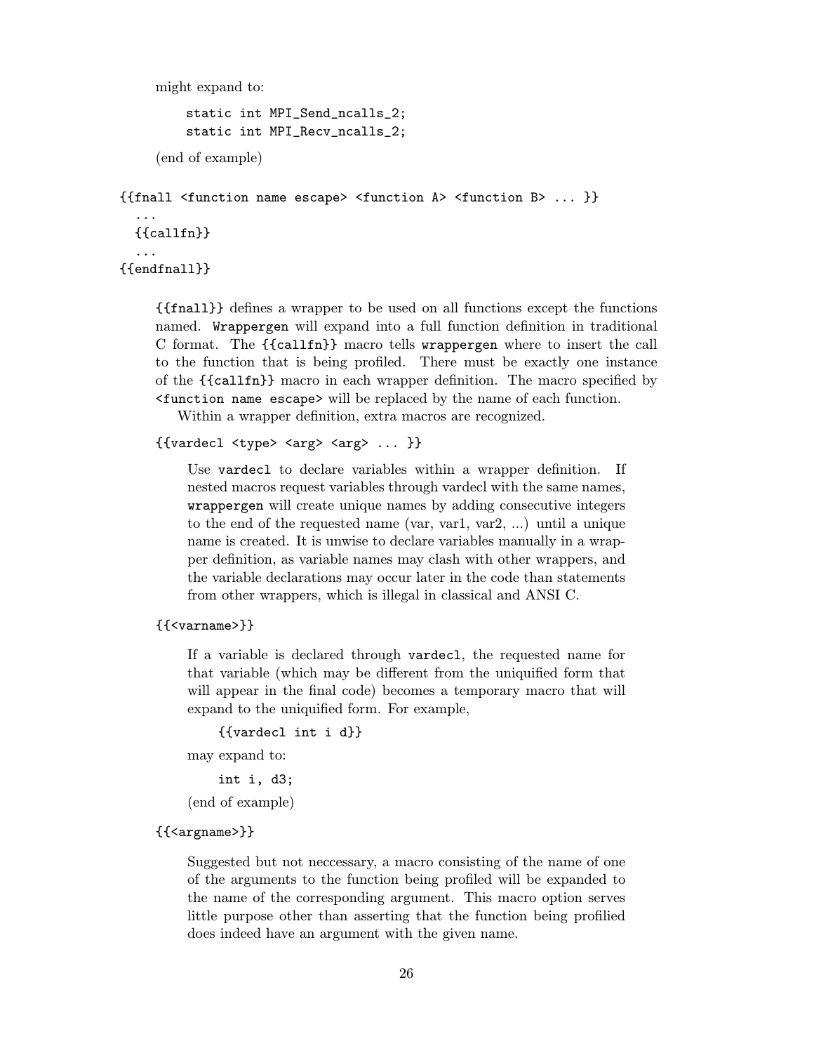might expand to:

```
static int MPI_Send_ncalls_2;
static int MPI_Recv_ncalls_2;
```

(end of example)

```
{{fnall <function name escape> <function A> <function B> ... }}
  ...
  {{callfn}}
  ...
{{endfnall}}
```

`{{fnall}}` defines a wrapper to be used on all functions except the functions named. `Wrappergen` will expand into a full function definition in traditional C format. The `{{callfn}}` macro tells `wrappergen` where to insert the call to the function that is being profiled. There must be exactly one instance of the `{{callfn}}` macro in each wrapper definition. The macro specified by `<function name escape>` will be replaced by the name of each function.

Within a wrapper definition, extra macros are recognized.

`{{vardecl <type> <arg> <arg> ... }}`

Use `vardecl` to declare variables within a wrapper definition. If nested macros request variables through vardecl with the same names, `wrappergen` will create unique names by adding consecutive integers to the end of the requested name (var, var1, var2, ...) until a unique name is created. It is unwise to declare variables manually in a wrapper definition, as variable names may clash with other wrappers, and the variable declarations may occur later in the code than statements from other wrappers, which is illegal in classical and ANSI C.

`{{<varname>}}`

If a variable is declared through `vardecl`, the requested name for that variable (which may be different from the uniquified form that will appear in the final code) becomes a temporary macro that will expand to the uniquified form. For example,

```
{{vardecl int i d}}
```

may expand to:

```
int i, d3;
```

(end of example)

`{{<argname>}}`

Suggested but not neccessary, a macro consisting of the name of one of the arguments to the function being profiled will be expanded to the name of the corresponding argument. This macro option serves little purpose other than asserting that the function being profilied does indeed have an argument with the given name.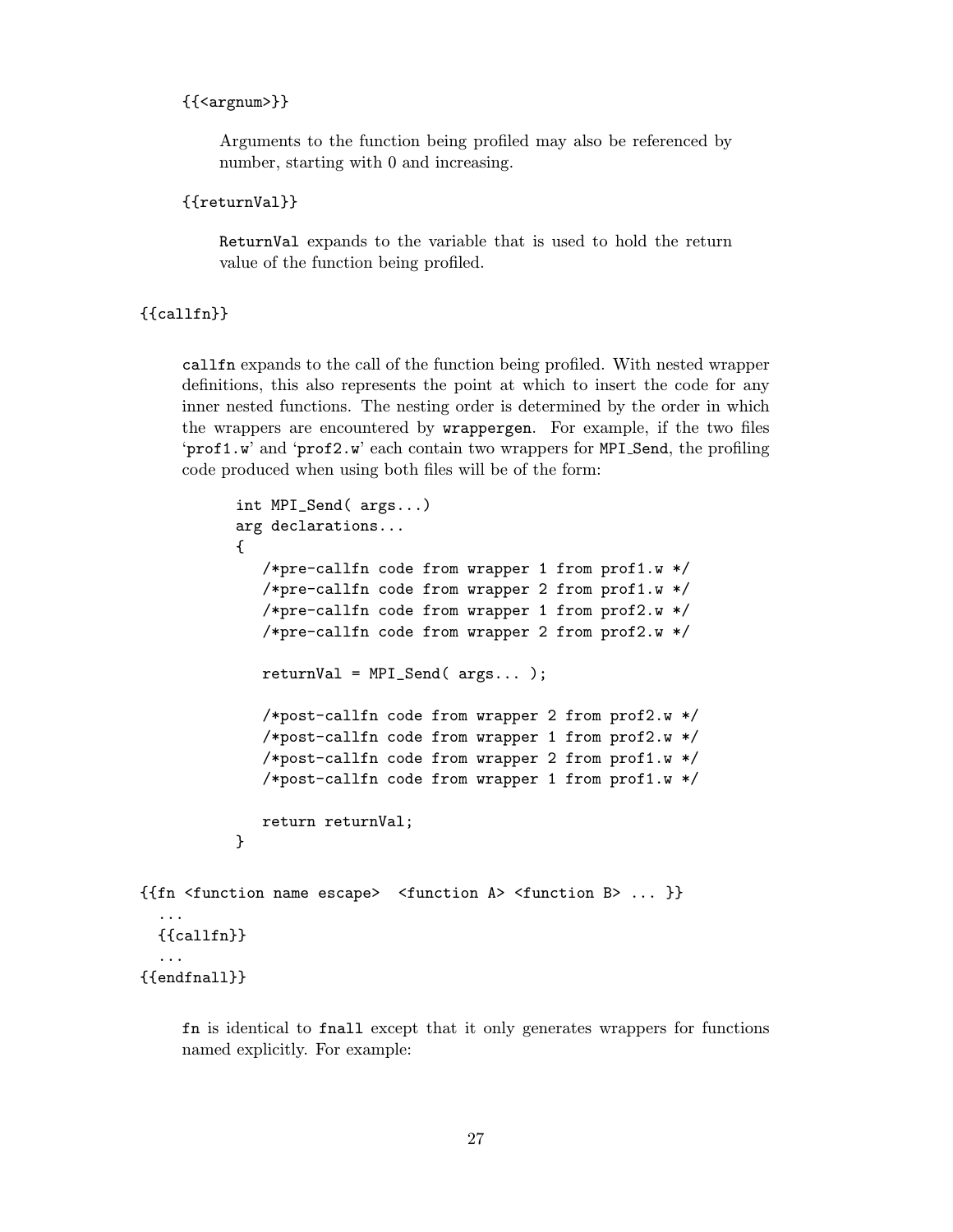`{{<argnum>}}`

Arguments to the function being profiled may also be referenced by number, starting with 0 and increasing.

`{{returnVal}}`

`ReturnVal` expands to the variable that is used to hold the return value of the function being profiled.

`{{callfn}}`

`callfn` expands to the call of the function being profiled. With nested wrapper definitions, this also represents the point at which to insert the code for any inner nested functions. The nesting order is determined by the order in which the wrappers are encountered by `wrappergen`. For example, if the two files '`prof1.w`' and '`prof2.w`' each contain two wrappers for `MPI_Send`, the profiling code produced when using both files will be of the form:

```
int MPI_Send( args...)
arg declarations...
{
   /*pre-callfn code from wrapper 1 from prof1.w */
   /*pre-callfn code from wrapper 2 from prof1.w */
   /*pre-callfn code from wrapper 1 from prof2.w */
   /*pre-callfn code from wrapper 2 from prof2.w */

   returnVal = MPI_Send( args... );

   /*post-callfn code from wrapper 2 from prof2.w */
   /*post-callfn code from wrapper 1 from prof2.w */
   /*post-callfn code from wrapper 2 from prof1.w */
   /*post-callfn code from wrapper 1 from prof1.w */

   return returnVal;
}
```

```
{{fn <function name escape>  <function A> <function B> ... }}
  ...
  {{callfn}}
  ...
{{endfnall}}
```

`fn` is identical to `fnall` except that it only generates wrappers for functions named explicitly. For example: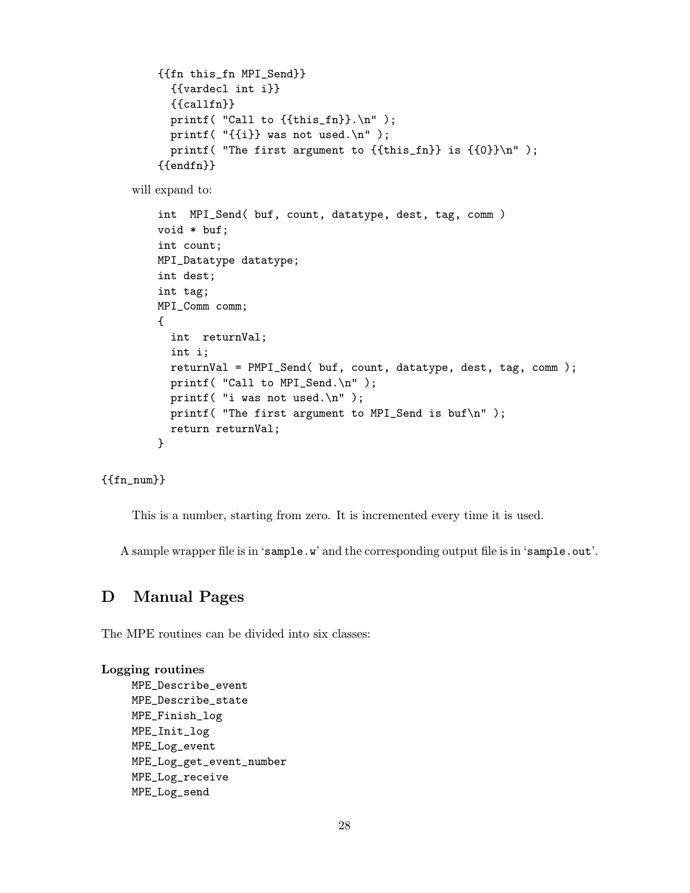```
{{fn this_fn MPI_Send}}
  {{vardecl int i}}
  {{callfn}}
  printf( "Call to {{this_fn}}.\n" );
  printf( "{{i}} was not used.\n" );
  printf( "The first argument to {{this_fn}} is {{0}}\n" );
{{endfn}}
```

will expand to:

```
int  MPI_Send( buf, count, datatype, dest, tag, comm )
void * buf;
int count;
MPI_Datatype datatype;
int dest;
int tag;
MPI_Comm comm;
{
  int  returnVal;
  int i;
  returnVal = PMPI_Send( buf, count, datatype, dest, tag, comm );
  printf( "Call to MPI_Send.\n" );
  printf( "i was not used.\n" );
  printf( "The first argument to MPI_Send is buf\n" );
  return returnVal;
}
```

`{{fn_num}}`

This is a number, starting from zero. It is incremented every time it is used.

A sample wrapper file is in 'sample.w' and the corresponding output file is in 'sample.out'.

# D Manual Pages

The MPE routines can be divided into six classes:

**Logging routines**

MPE_Describe_event
MPE_Describe_state
MPE_Finish_log
MPE_Init_log
MPE_Log_event
MPE_Log_get_event_number
MPE_Log_receive
MPE_Log_send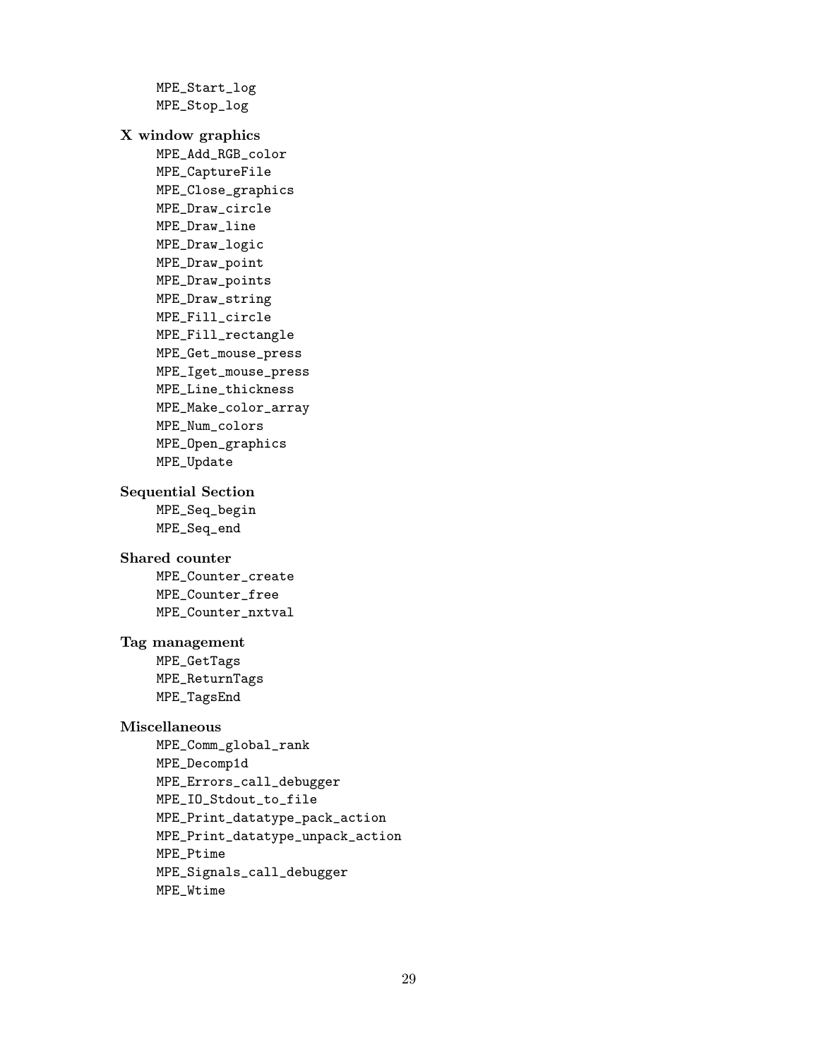MPE_Start_log
MPE_Stop_log

**X window graphics**

MPE_Add_RGB_color
MPE_CaptureFile
MPE_Close_graphics
MPE_Draw_circle
MPE_Draw_line
MPE_Draw_logic
MPE_Draw_point
MPE_Draw_points
MPE_Draw_string
MPE_Fill_circle
MPE_Fill_rectangle
MPE_Get_mouse_press
MPE_Iget_mouse_press
MPE_Line_thickness
MPE_Make_color_array
MPE_Num_colors
MPE_Open_graphics
MPE_Update

**Sequential Section**

MPE_Seq_begin
MPE_Seq_end

**Shared counter**

MPE_Counter_create
MPE_Counter_free
MPE_Counter_nxtval

**Tag management**

MPE_GetTags
MPE_ReturnTags
MPE_TagsEnd

**Miscellaneous**

MPE_Comm_global_rank
MPE_Decomp1d
MPE_Errors_call_debugger
MPE_IO_Stdout_to_file
MPE_Print_datatype_pack_action
MPE_Print_datatype_unpack_action
MPE_Ptime
MPE_Signals_call_debugger
MPE_Wtime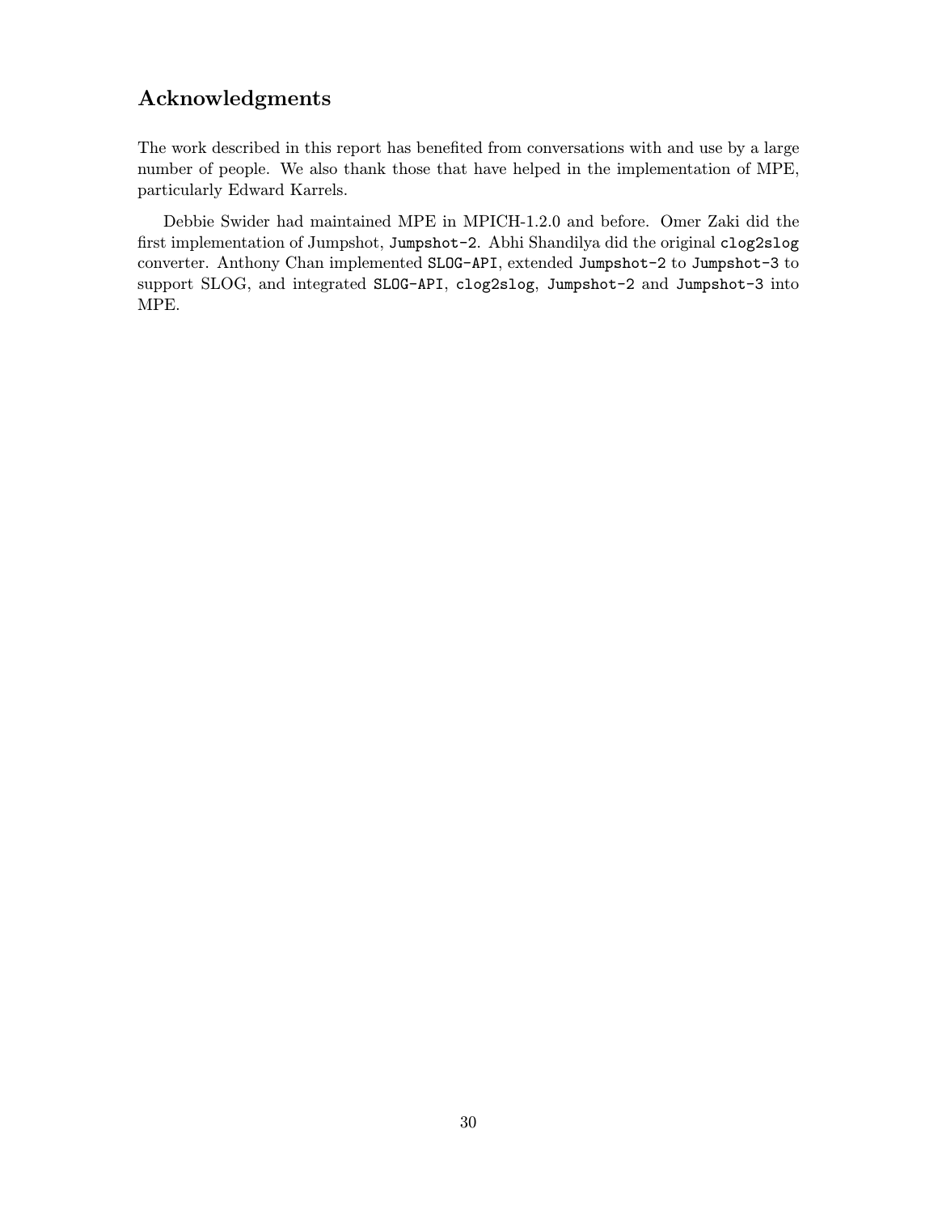## Acknowledgments

The work described in this report has benefited from conversations with and use by a large number of people. We also thank those that have helped in the implementation of MPE, particularly Edward Karrels.

Debbie Swider had maintained MPE in MPICH-1.2.0 and before. Omer Zaki did the first implementation of Jumpshot, `Jumpshot-2`. Abhi Shandilya did the original `clog2slog` converter. Anthony Chan implemented `SLOG-API`, extended `Jumpshot-2` to `Jumpshot-3` to support SLOG, and integrated `SLOG-API`, `clog2slog`, `Jumpshot-2` and `Jumpshot-3` into MPE.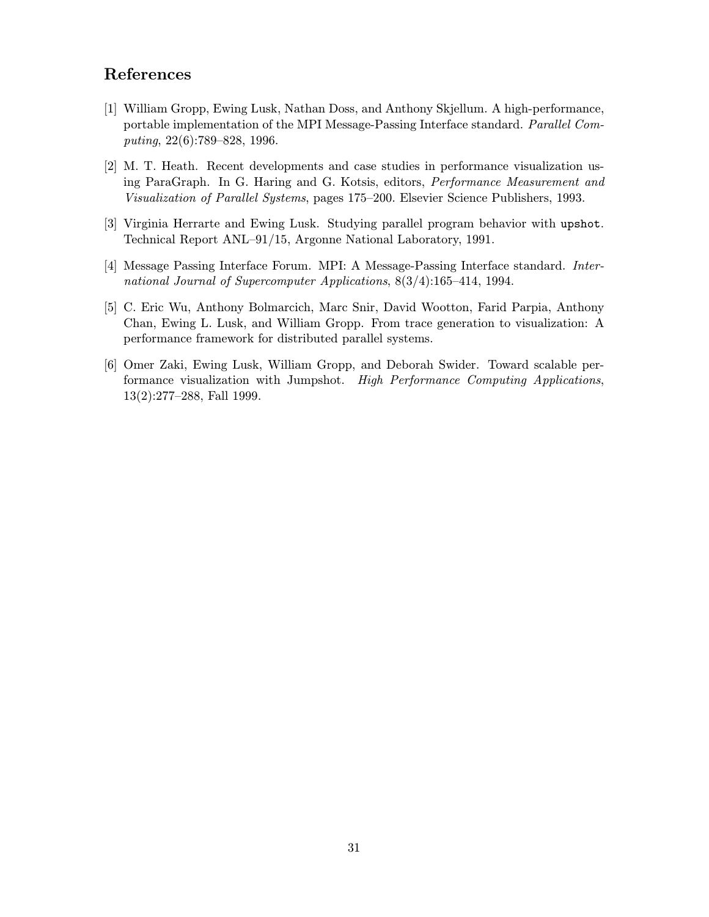## References

[1] William Gropp, Ewing Lusk, Nathan Doss, and Anthony Skjellum. A high-performance, portable implementation of the MPI Message-Passing Interface standard. *Parallel Computing*, 22(6):789–828, 1996.

[2] M. T. Heath. Recent developments and case studies in performance visualization using ParaGraph. In G. Haring and G. Kotsis, editors, *Performance Measurement and Visualization of Parallel Systems*, pages 175–200. Elsevier Science Publishers, 1993.

[3] Virginia Herrarte and Ewing Lusk. Studying parallel program behavior with `upshot`. Technical Report ANL–91/15, Argonne National Laboratory, 1991.

[4] Message Passing Interface Forum. MPI: A Message-Passing Interface standard. *International Journal of Supercomputer Applications*, 8(3/4):165–414, 1994.

[5] C. Eric Wu, Anthony Bolmarcich, Marc Snir, David Wootton, Farid Parpia, Anthony Chan, Ewing L. Lusk, and William Gropp. From trace generation to visualization: A performance framework for distributed parallel systems.

[6] Omer Zaki, Ewing Lusk, William Gropp, and Deborah Swider. Toward scalable performance visualization with Jumpshot. *High Performance Computing Applications*, 13(2):277–288, Fall 1999.